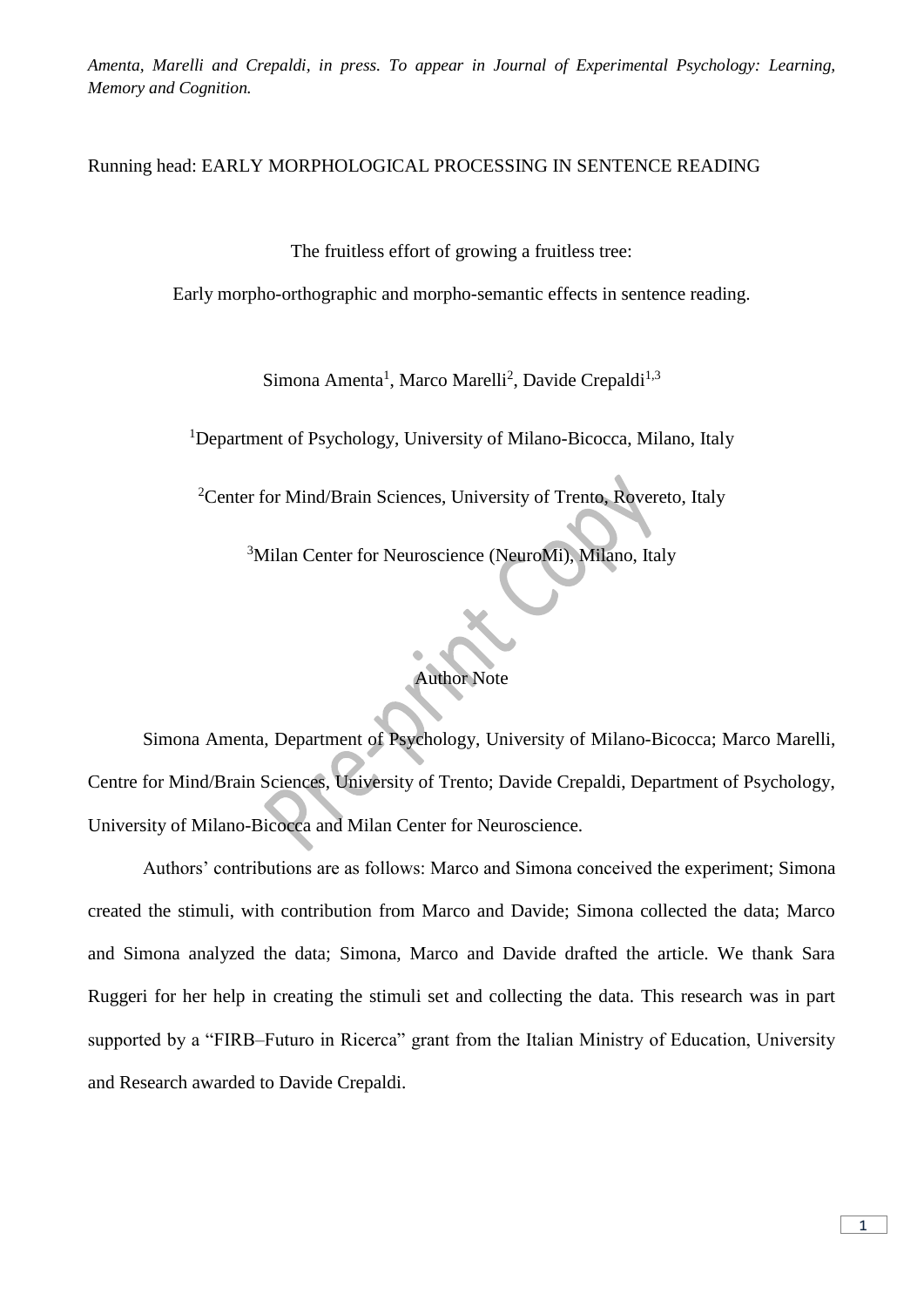*Amenta, Marelli and Crepaldi, in press. To appear in Journal of Experimental Psychology: Learning, Memory and Cognition.*

Running head: EARLY MORPHOLOGICAL PROCESSING IN SENTENCE READING

# The fruitless effort of growing a fruitless tree: Early morpho-orthographic and morpho-semantic effects in sentence reading.

Simona Amenta[1], Marco Marelli[2], Davide Crepaldi[1,3]

[1]Department of Psychology, University of Milano-Bicocca, Milano, Italy

[2]Center for Mind/Brain Sciences, University of Trento, Rovereto, Italy

[3]Milan Center for Neuroscience (NeuroMi), Milano, Italy

## Author Note

Simona Amenta, Department of Psychology, University of Milano-Bicocca; Marco Marelli, Centre for Mind/Brain Sciences, University of Trento; Davide Crepaldi, Department of Psychology, University of Milano-Bicocca and Milan Center for Neuroscience.

Authors' contributions are as follows: Marco and Simona conceived the experiment; Simona created the stimuli, with contribution from Marco and Davide; Simona collected the data; Marco and Simona analyzed the data; Simona, Marco and Davide drafted the article. We thank Sara Ruggeri for her help in creating the stimuli set and collecting the data. This research was in part supported by a "FIRB–Futuro in Ricerca" grant from the Italian Ministry of Education, University and Research awarded to Davide Crepaldi.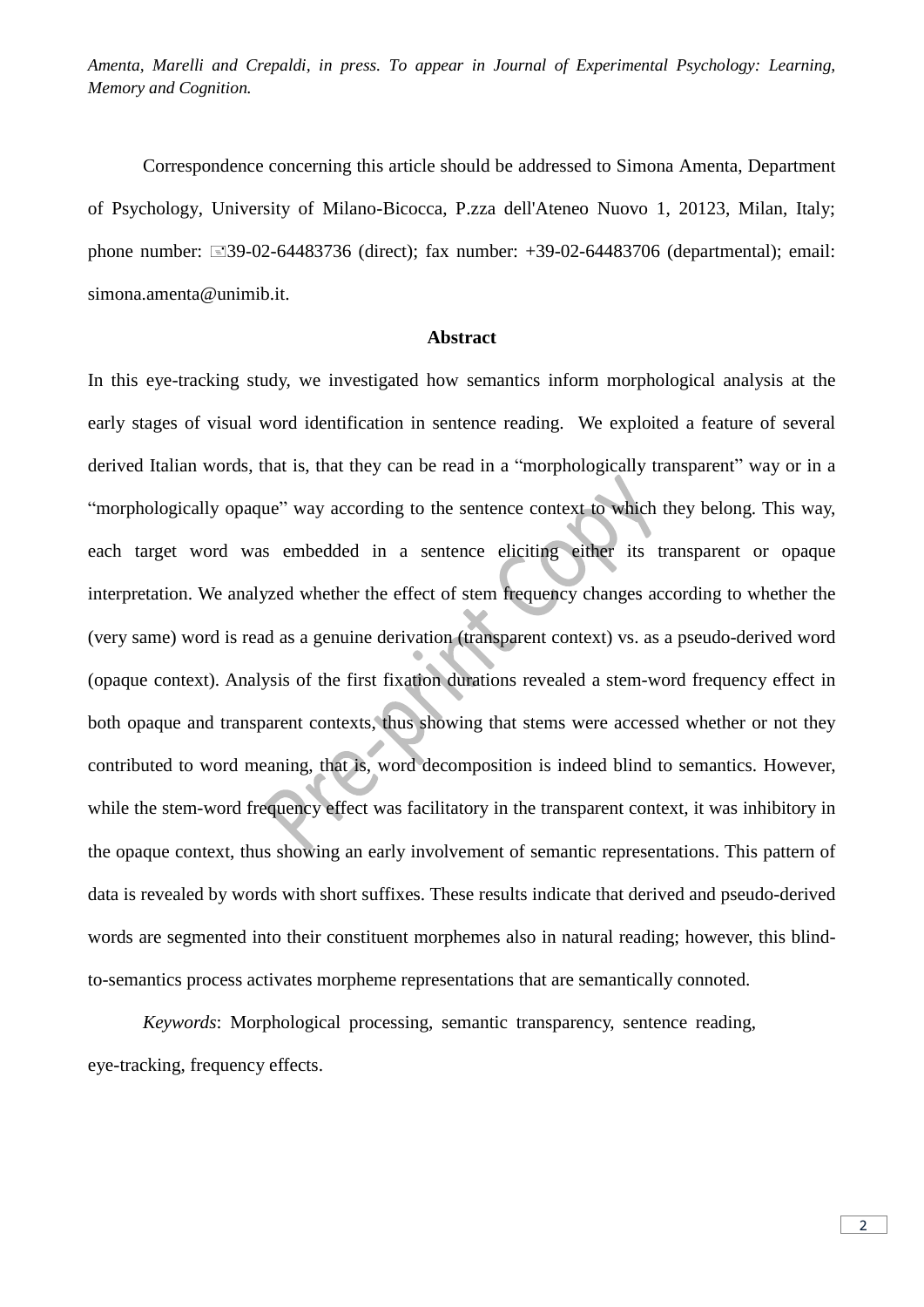Correspondence concerning this article should be addressed to Simona Amenta, Department of Psychology, University of Milano-Bicocca, P.zza dell'Ateneo Nuovo 1, 20123, Milan, Italy; phone number: +39-02-64483736 (direct); fax number: +39-02-64483706 (departmental); email: simona.amenta@unimib.it.

## Abstract

In this eye-tracking study, we investigated how semantics inform morphological analysis at the early stages of visual word identification in sentence reading. We exploited a feature of several derived Italian words, that is, that they can be read in a "morphologically transparent" way or in a "morphologically opaque" way according to the sentence context to which they belong. This way, each target word was embedded in a sentence eliciting either its transparent or opaque interpretation. We analyzed whether the effect of stem frequency changes according to whether the (very same) word is read as a genuine derivation (transparent context) vs. as a pseudo-derived word (opaque context). Analysis of the first fixation durations revealed a stem-word frequency effect in both opaque and transparent contexts, thus showing that stems were accessed whether or not they contributed to word meaning, that is, word decomposition is indeed blind to semantics. However, while the stem-word frequency effect was facilitatory in the transparent context, it was inhibitory in the opaque context, thus showing an early involvement of semantic representations. This pattern of data is revealed by words with short suffixes. These results indicate that derived and pseudo-derived words are segmented into their constituent morphemes also in natural reading; however, this blind-to-semantics process activates morpheme representations that are semantically connoted.

*Keywords*: Morphological processing, semantic transparency, sentence reading, eye-tracking, frequency effects.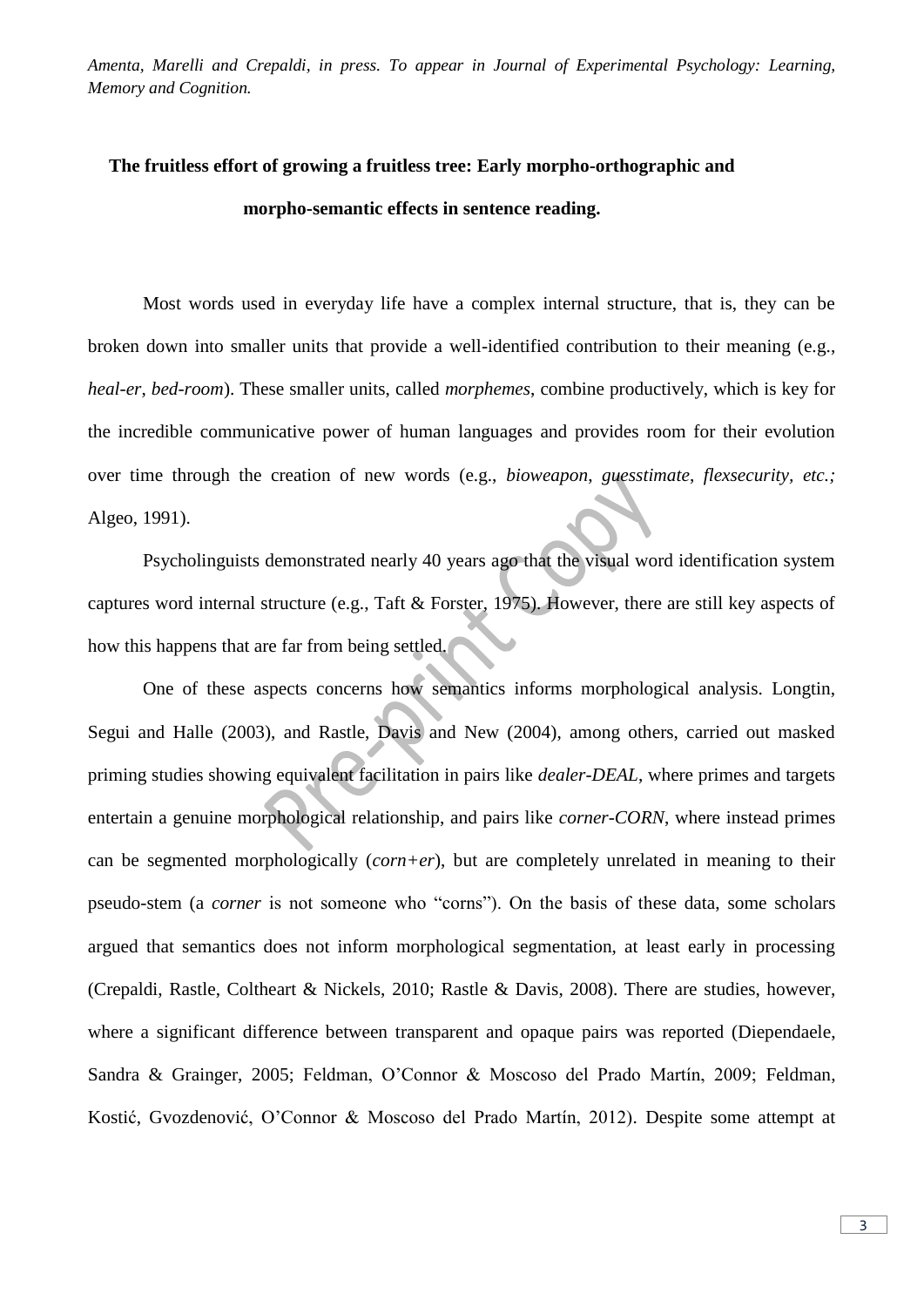## The fruitless effort of growing a fruitless tree: Early morpho-orthographic and morpho-semantic effects in sentence reading.

Most words used in everyday life have a complex internal structure, that is, they can be broken down into smaller units that provide a well-identified contribution to their meaning (e.g., *heal-er*, *bed-room*). These smaller units, called *morphemes*, combine productively, which is key for the incredible communicative power of human languages and provides room for their evolution over time through the creation of new words (e.g., *bioweapon*, *guesstimate*, *flexsecurity*, *etc.;* Algeo, 1991).

Psycholinguists demonstrated nearly 40 years ago that the visual word identification system captures word internal structure (e.g., Taft & Forster, 1975). However, there are still key aspects of how this happens that are far from being settled.

One of these aspects concerns how semantics informs morphological analysis. Longtin, Segui and Halle (2003), and Rastle, Davis and New (2004), among others, carried out masked priming studies showing equivalent facilitation in pairs like *dealer-DEAL*, where primes and targets entertain a genuine morphological relationship, and pairs like *corner-CORN*, where instead primes can be segmented morphologically (*corn+er*), but are completely unrelated in meaning to their pseudo-stem (a *corner* is not someone who "corns"). On the basis of these data, some scholars argued that semantics does not inform morphological segmentation, at least early in processing (Crepaldi, Rastle, Coltheart & Nickels, 2010; Rastle & Davis, 2008). There are studies, however, where a significant difference between transparent and opaque pairs was reported (Diependaele, Sandra & Grainger, 2005; Feldman, O'Connor & Moscoso del Prado Martín, 2009; Feldman, Kostić, Gvozdenović, O'Connor & Moscoso del Prado Martín, 2012). Despite some attempt at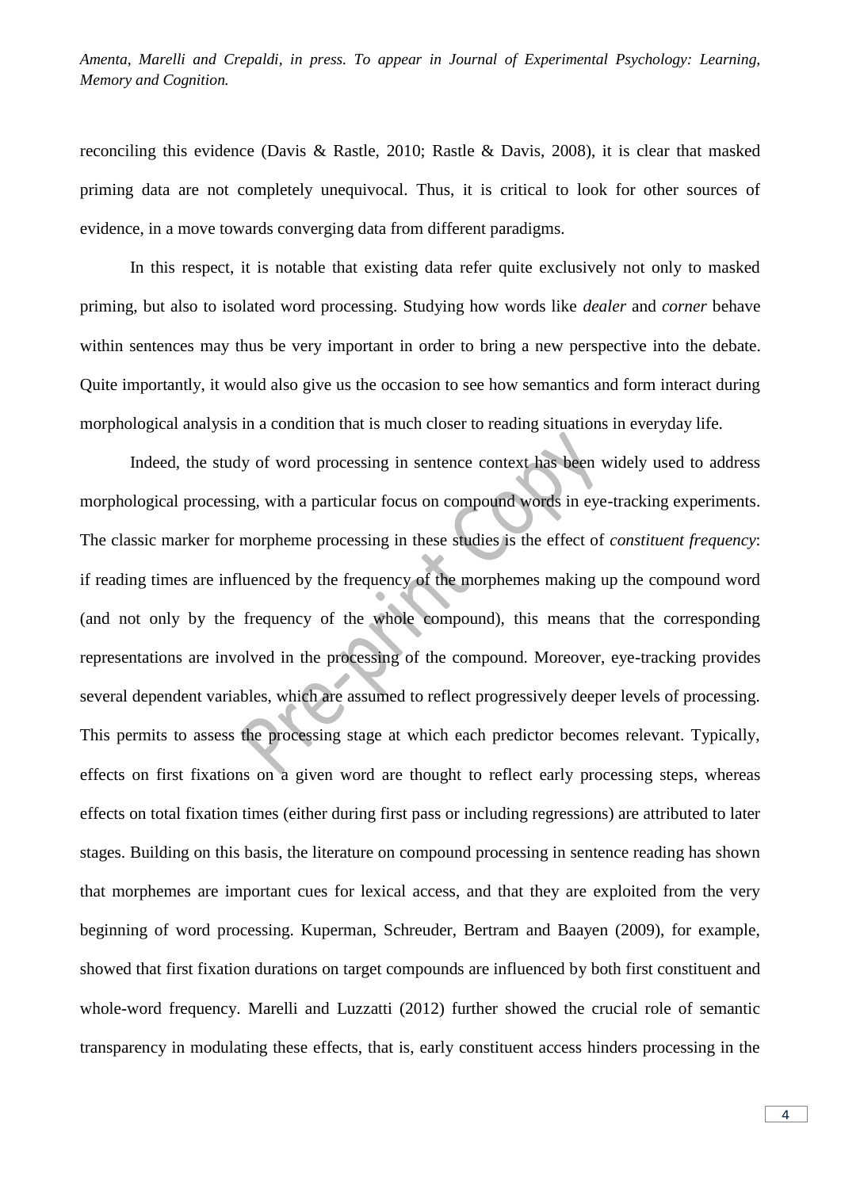reconciling this evidence (Davis & Rastle, 2010; Rastle & Davis, 2008), it is clear that masked priming data are not completely unequivocal. Thus, it is critical to look for other sources of evidence, in a move towards converging data from different paradigms.

In this respect, it is notable that existing data refer quite exclusively not only to masked priming, but also to isolated word processing. Studying how words like *dealer* and *corner* behave within sentences may thus be very important in order to bring a new perspective into the debate. Quite importantly, it would also give us the occasion to see how semantics and form interact during morphological analysis in a condition that is much closer to reading situations in everyday life.

Indeed, the study of word processing in sentence context has been widely used to address morphological processing, with a particular focus on compound words in eye-tracking experiments. The classic marker for morpheme processing in these studies is the effect of *constituent frequency*: if reading times are influenced by the frequency of the morphemes making up the compound word (and not only by the frequency of the whole compound), this means that the corresponding representations are involved in the processing of the compound. Moreover, eye-tracking provides several dependent variables, which are assumed to reflect progressively deeper levels of processing. This permits to assess the processing stage at which each predictor becomes relevant. Typically, effects on first fixations on a given word are thought to reflect early processing steps, whereas effects on total fixation times (either during first pass or including regressions) are attributed to later stages. Building on this basis, the literature on compound processing in sentence reading has shown that morphemes are important cues for lexical access, and that they are exploited from the very beginning of word processing. Kuperman, Schreuder, Bertram and Baayen (2009), for example, showed that first fixation durations on target compounds are influenced by both first constituent and whole-word frequency. Marelli and Luzzatti (2012) further showed the crucial role of semantic transparency in modulating these effects, that is, early constituent access hinders processing in the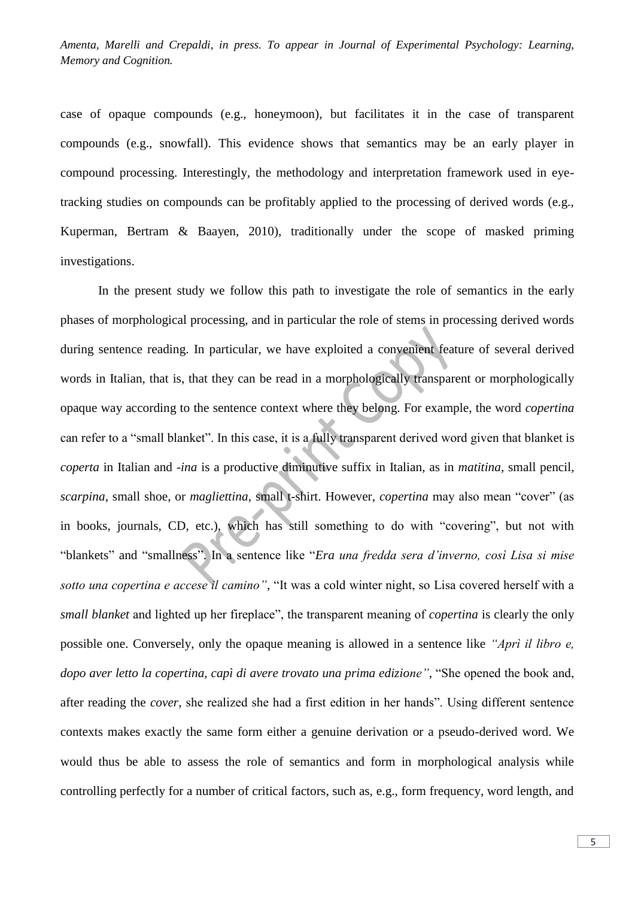case of opaque compounds (e.g., honeymoon), but facilitates it in the case of transparent compounds (e.g., snowfall). This evidence shows that semantics may be an early player in compound processing. Interestingly, the methodology and interpretation framework used in eye-tracking studies on compounds can be profitably applied to the processing of derived words (e.g., Kuperman, Bertram & Baayen, 2010), traditionally under the scope of masked priming investigations.

In the present study we follow this path to investigate the role of semantics in the early phases of morphological processing, and in particular the role of stems in processing derived words during sentence reading. In particular, we have exploited a convenient feature of several derived words in Italian, that is, that they can be read in a morphologically transparent or morphologically opaque way according to the sentence context where they belong. For example, the word *copertina* can refer to a "small blanket". In this case, it is a fully transparent derived word given that blanket is *coperta* in Italian and *-ina* is a productive diminutive suffix in Italian, as in *matitina*, small pencil, *scarpina*, small shoe, or *magliettina*, small t-shirt. However, *copertina* may also mean "cover" (as in books, journals, CD, etc.), which has still something to do with "covering", but not with "blankets" and "smallness". In a sentence like "*Era una fredda sera d'inverno, così Lisa si mise sotto una copertina e accese il camino*", "It was a cold winter night, so Lisa covered herself with a *small blanket* and lighted up her fireplace", the transparent meaning of *copertina* is clearly the only possible one. Conversely, only the opaque meaning is allowed in a sentence like *"Aprì il libro e, dopo aver letto la copertina, capì di avere trovato una prima edizione"*, "She opened the book and, after reading the *cover*, she realized she had a first edition in her hands". Using different sentence contexts makes exactly the same form either a genuine derivation or a pseudo-derived word. We would thus be able to assess the role of semantics and form in morphological analysis while controlling perfectly for a number of critical factors, such as, e.g., form frequency, word length, and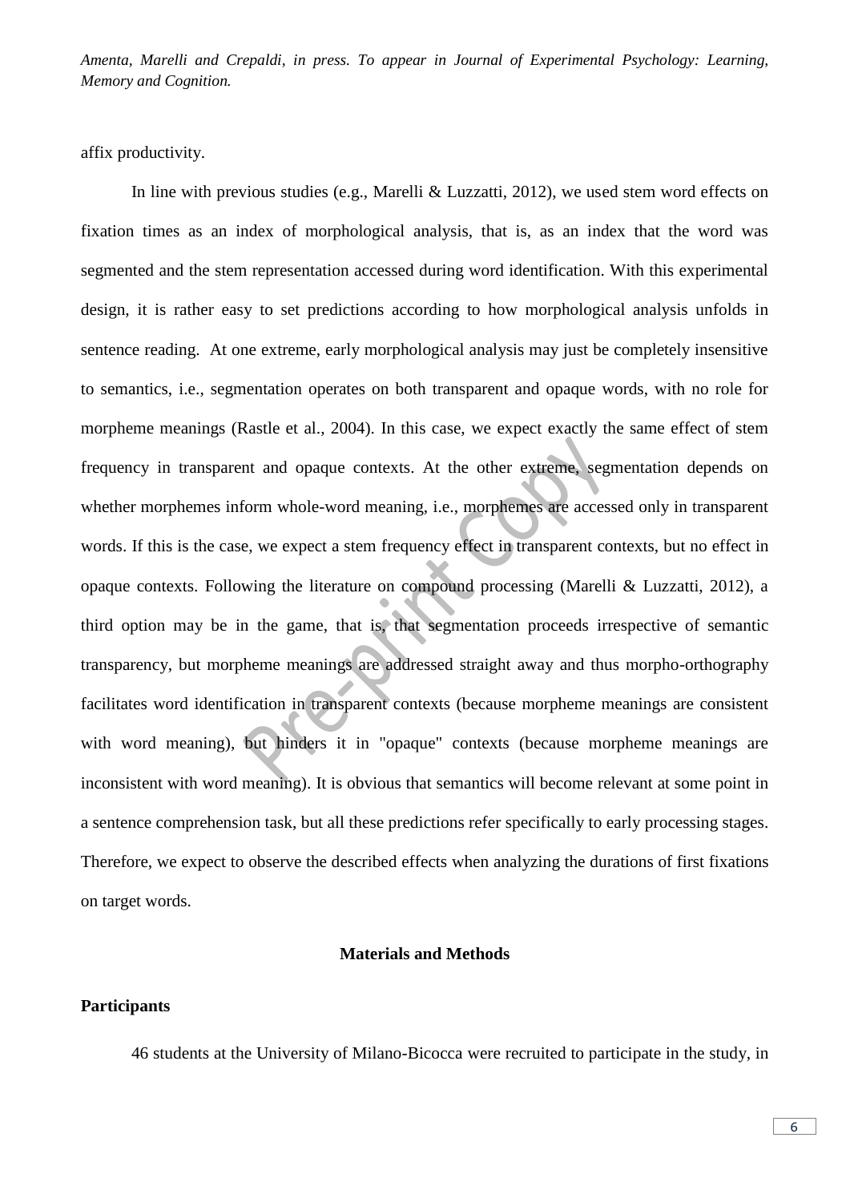affix productivity.

In line with previous studies (e.g., Marelli & Luzzatti, 2012), we used stem word effects on fixation times as an index of morphological analysis, that is, as an index that the word was segmented and the stem representation accessed during word identification. With this experimental design, it is rather easy to set predictions according to how morphological analysis unfolds in sentence reading. At one extreme, early morphological analysis may just be completely insensitive to semantics, i.e., segmentation operates on both transparent and opaque words, with no role for morpheme meanings (Rastle et al., 2004). In this case, we expect exactly the same effect of stem frequency in transparent and opaque contexts. At the other extreme, segmentation depends on whether morphemes inform whole-word meaning, i.e., morphemes are accessed only in transparent words. If this is the case, we expect a stem frequency effect in transparent contexts, but no effect in opaque contexts. Following the literature on compound processing (Marelli & Luzzatti, 2012), a third option may be in the game, that is, that segmentation proceeds irrespective of semantic transparency, but morpheme meanings are addressed straight away and thus morpho-orthography facilitates word identification in transparent contexts (because morpheme meanings are consistent with word meaning), but hinders it in "opaque" contexts (because morpheme meanings are inconsistent with word meaning). It is obvious that semantics will become relevant at some point in a sentence comprehension task, but all these predictions refer specifically to early processing stages. Therefore, we expect to observe the described effects when analyzing the durations of first fixations on target words.

## Materials and Methods

### Participants

46 students at the University of Milano-Bicocca were recruited to participate in the study, in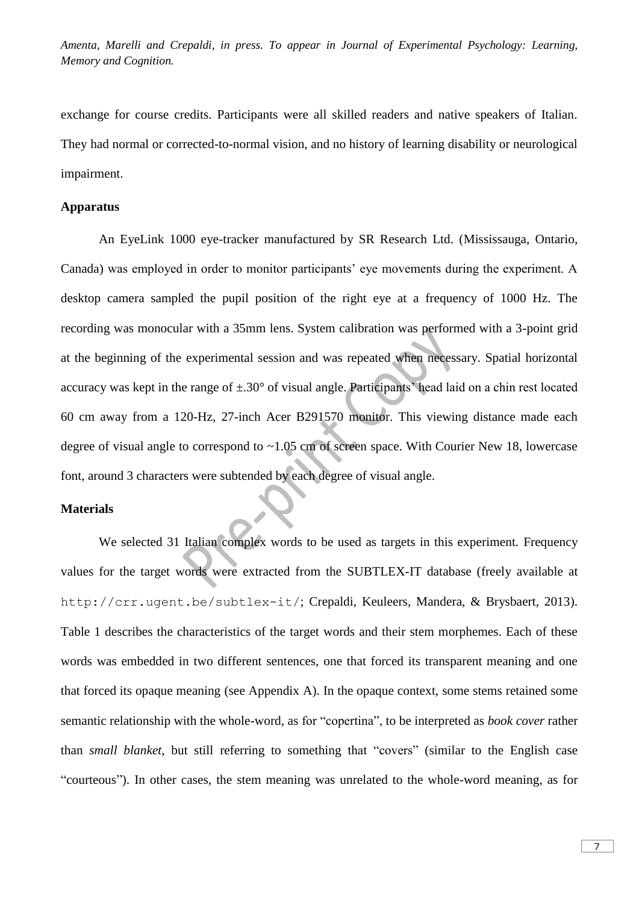exchange for course credits. Participants were all skilled readers and native speakers of Italian. They had normal or corrected-to-normal vision, and no history of learning disability or neurological impairment.

**Apparatus**

An EyeLink 1000 eye-tracker manufactured by SR Research Ltd. (Mississauga, Ontario, Canada) was employed in order to monitor participants' eye movements during the experiment. A desktop camera sampled the pupil position of the right eye at a frequency of 1000 Hz. The recording was monocular with a 35mm lens. System calibration was performed with a 3-point grid at the beginning of the experimental session and was repeated when necessary. Spatial horizontal accuracy was kept in the range of ±.30° of visual angle. Participants' head laid on a chin rest located 60 cm away from a 120-Hz, 27-inch Acer B291570 monitor. This viewing distance made each degree of visual angle to correspond to ~1.05 cm of screen space. With Courier New 18, lowercase font, around 3 characters were subtended by each degree of visual angle.

**Materials**

We selected 31 Italian complex words to be used as targets in this experiment. Frequency values for the target words were extracted from the SUBTLEX-IT database (freely available at `http://crr.ugent.be/subtlex-it/`; Crepaldi, Keuleers, Mandera, & Brysbaert, 2013). Table 1 describes the characteristics of the target words and their stem morphemes. Each of these words was embedded in two different sentences, one that forced its transparent meaning and one that forced its opaque meaning (see Appendix A). In the opaque context, some stems retained some semantic relationship with the whole-word, as for "copertina", to be interpreted as *book cover* rather than *small blanket*, but still referring to something that "covers" (similar to the English case "courteous"). In other cases, the stem meaning was unrelated to the whole-word meaning, as for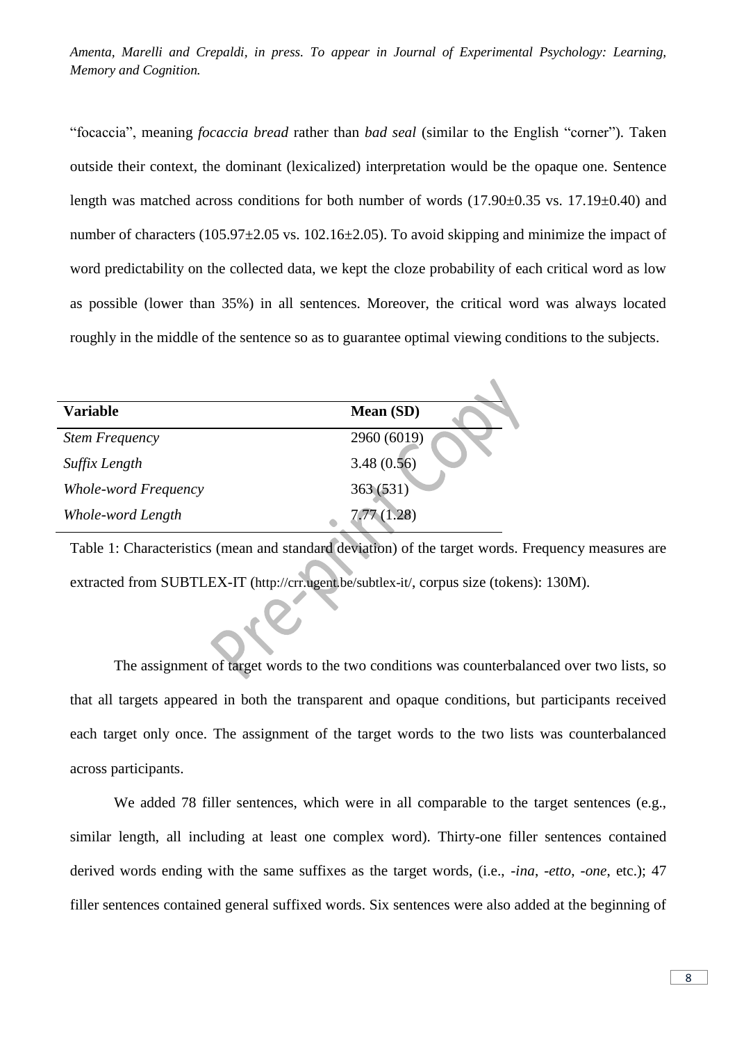"focaccia", meaning *focaccia bread* rather than *bad seal* (similar to the English "corner"). Taken outside their context, the dominant (lexicalized) interpretation would be the opaque one. Sentence length was matched across conditions for both number of words (17.90±0.35 vs. 17.19±0.40) and number of characters (105.97±2.05 vs. 102.16±2.05). To avoid skipping and minimize the impact of word predictability on the collected data, we kept the cloze probability of each critical word as low as possible (lower than 35%) in all sentences. Moreover, the critical word was always located roughly in the middle of the sentence so as to guarantee optimal viewing conditions to the subjects.

| Variable | Mean (SD) |
|---|---|
| *Stem Frequency* | 2960 (6019) |
| *Suffix Length* | 3.48 (0.56) |
| *Whole-word Frequency* | 363 (531) |
| *Whole-word Length* | 7.77 (1.28) |

Table 1: Characteristics (mean and standard deviation) of the target words. Frequency measures are extracted from SUBTLEX-IT (http://crr.ugent.be/subtlex-it/, corpus size (tokens): 130M).

The assignment of target words to the two conditions was counterbalanced over two lists, so that all targets appeared in both the transparent and opaque conditions, but participants received each target only once. The assignment of the target words to the two lists was counterbalanced across participants.

We added 78 filler sentences, which were in all comparable to the target sentences (e.g., similar length, all including at least one complex word). Thirty-one filler sentences contained derived words ending with the same suffixes as the target words, (i.e., *-ina*, *-etto*, *-one*, etc.); 47 filler sentences contained general suffixed words. Six sentences were also added at the beginning of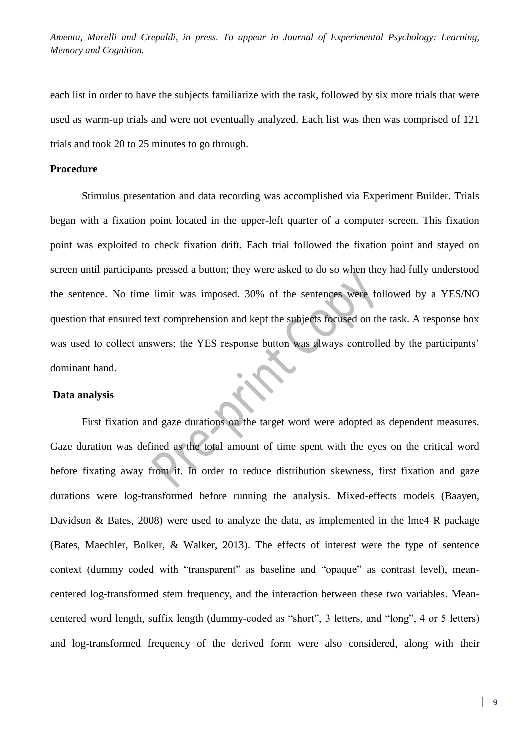each list in order to have the subjects familiarize with the task, followed by six more trials that were used as warm-up trials and were not eventually analyzed. Each list was then was comprised of 121 trials and took 20 to 25 minutes to go through.

**Procedure**

Stimulus presentation and data recording was accomplished via Experiment Builder. Trials began with a fixation point located in the upper-left quarter of a computer screen. This fixation point was exploited to check fixation drift. Each trial followed the fixation point and stayed on screen until participants pressed a button; they were asked to do so when they had fully understood the sentence. No time limit was imposed. 30% of the sentences were followed by a YES/NO question that ensured text comprehension and kept the subjects focused on the task. A response box was used to collect answers; the YES response button was always controlled by the participants' dominant hand.

**Data analysis**

First fixation and gaze durations on the target word were adopted as dependent measures. Gaze duration was defined as the total amount of time spent with the eyes on the critical word before fixating away from it. In order to reduce distribution skewness, first fixation and gaze durations were log-transformed before running the analysis. Mixed-effects models (Baayen, Davidson & Bates, 2008) were used to analyze the data, as implemented in the lme4 R package (Bates, Maechler, Bolker, & Walker, 2013). The effects of interest were the type of sentence context (dummy coded with "transparent" as baseline and "opaque" as contrast level), mean-centered log-transformed stem frequency, and the interaction between these two variables. Mean-centered word length, suffix length (dummy-coded as "short", 3 letters, and "long", 4 or 5 letters) and log-transformed frequency of the derived form were also considered, along with their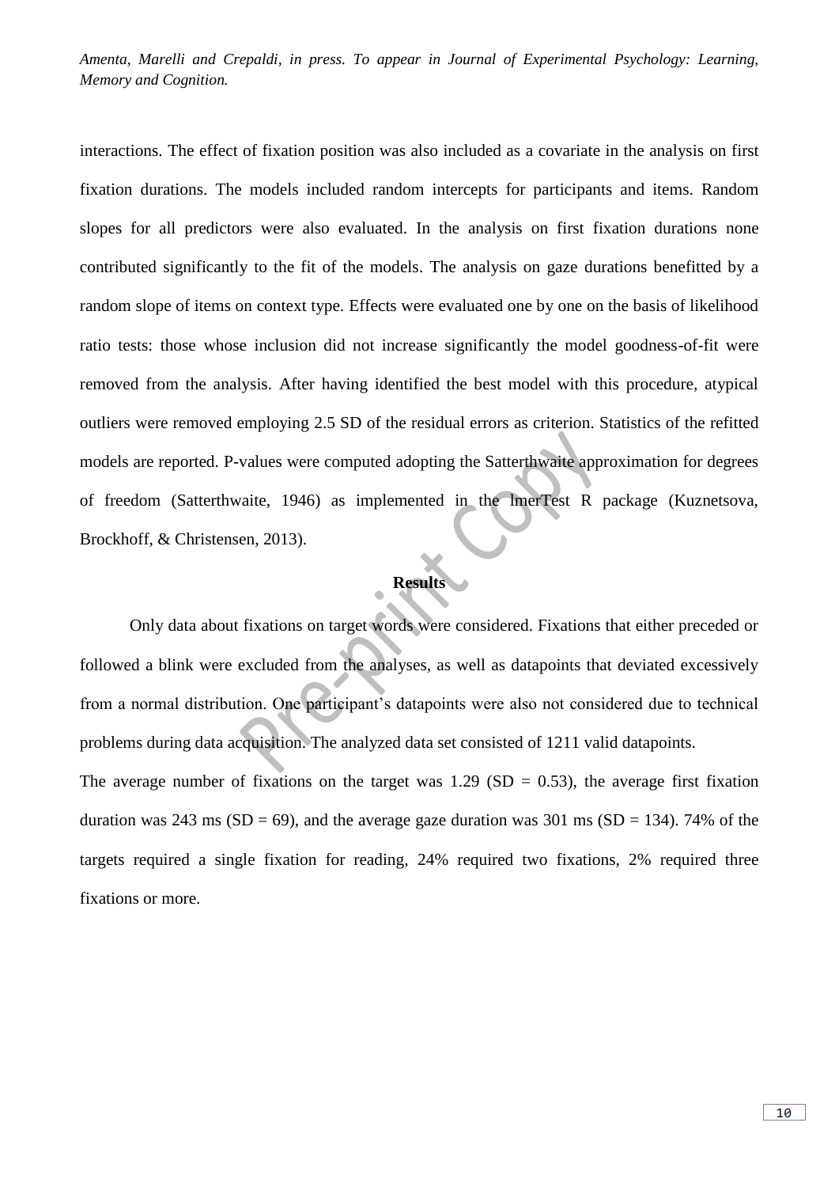interactions. The effect of fixation position was also included as a covariate in the analysis on first fixation durations. The models included random intercepts for participants and items. Random slopes for all predictors were also evaluated. In the analysis on first fixation durations none contributed significantly to the fit of the models. The analysis on gaze durations benefitted by a random slope of items on context type. Effects were evaluated one by one on the basis of likelihood ratio tests: those whose inclusion did not increase significantly the model goodness-of-fit were removed from the analysis. After having identified the best model with this procedure, atypical outliers were removed employing 2.5 SD of the residual errors as criterion. Statistics of the refitted models are reported. P-values were computed adopting the Satterthwaite approximation for degrees of freedom (Satterthwaite, 1946) as implemented in the lmerTest R package (Kuznetsova, Brockhoff, & Christensen, 2013).

## Results

Only data about fixations on target words were considered. Fixations that either preceded or followed a blink were excluded from the analyses, as well as datapoints that deviated excessively from a normal distribution. One participant's datapoints were also not considered due to technical problems during data acquisition. The analyzed data set consisted of 1211 valid datapoints.

The average number of fixations on the target was 1.29 (SD = 0.53), the average first fixation duration was 243 ms (SD = 69), and the average gaze duration was 301 ms (SD = 134). 74% of the targets required a single fixation for reading, 24% required two fixations, 2% required three fixations or more.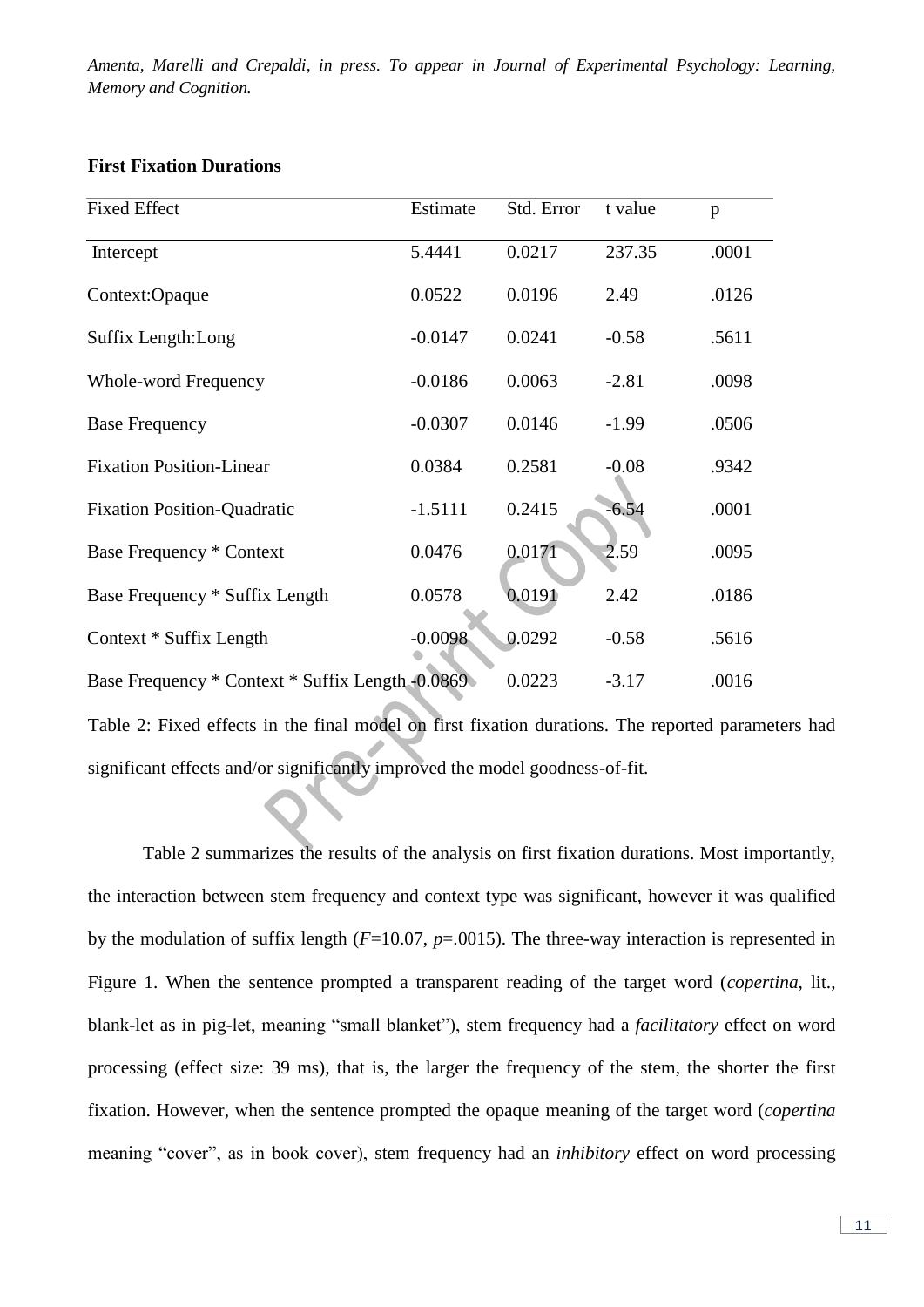**First Fixation Durations**

| Fixed Effect | Estimate | Std. Error | t value | p |
|---|---|---|---|---|
| Intercept | 5.4441 | 0.0217 | 237.35 | .0001 |
| Context:Opaque | 0.0522 | 0.0196 | 2.49 | .0126 |
| Suffix Length:Long | -0.0147 | 0.0241 | -0.58 | .5611 |
| Whole-word Frequency | -0.0186 | 0.0063 | -2.81 | .0098 |
| Base Frequency | -0.0307 | 0.0146 | -1.99 | .0506 |
| Fixation Position-Linear | 0.0384 | 0.2581 | -0.08 | .9342 |
| Fixation Position-Quadratic | -1.5111 | 0.2415 | -6.54 | .0001 |
| Base Frequency * Context | 0.0476 | 0.0171 | 2.59 | .0095 |
| Base Frequency * Suffix Length | 0.0578 | 0.0191 | 2.42 | .0186 |
| Context * Suffix Length | -0.0098 | 0.0292 | -0.58 | .5616 |
| Base Frequency * Context * Suffix Length | -0.0869 | 0.0223 | -3.17 | .0016 |

Table 2: Fixed effects in the final model on first fixation durations. The reported parameters had significant effects and/or significantly improved the model goodness-of-fit.

Table 2 summarizes the results of the analysis on first fixation durations. Most importantly, the interaction between stem frequency and context type was significant, however it was qualified by the modulation of suffix length ($F$=10.07, $p$=.0015). The three-way interaction is represented in Figure 1. When the sentence prompted a transparent reading of the target word (*copertina*, lit., blank-let as in pig-let, meaning "small blanket"), stem frequency had a *facilitatory* effect on word processing (effect size: 39 ms), that is, the larger the frequency of the stem, the shorter the first fixation. However, when the sentence prompted the opaque meaning of the target word (*copertina* meaning "cover", as in book cover), stem frequency had an *inhibitory* effect on word processing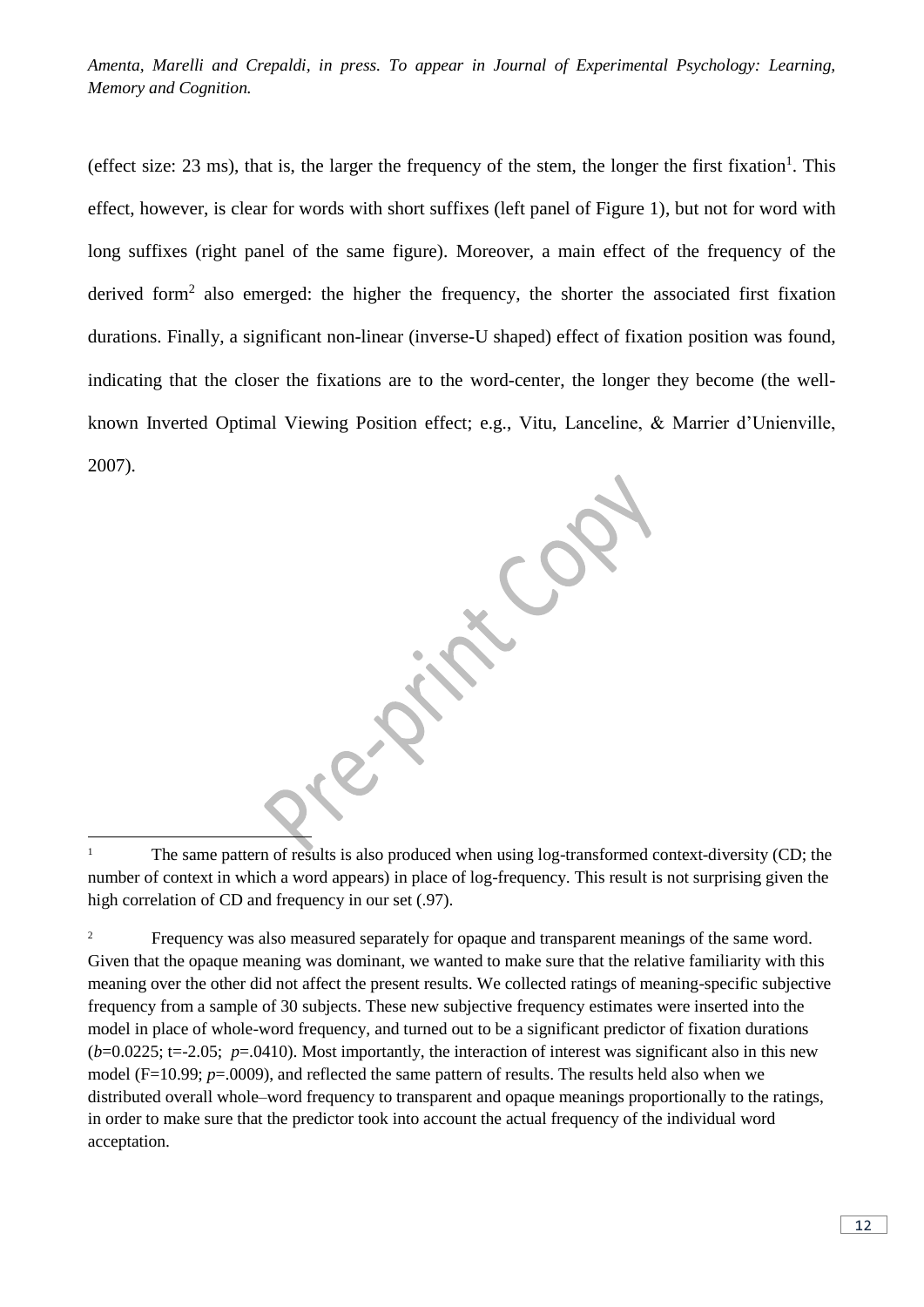(effect size: 23 ms), that is, the larger the frequency of the stem, the longer the first fixation[1]. This effect, however, is clear for words with short suffixes (left panel of Figure 1), but not for word with long suffixes (right panel of the same figure). Moreover, a main effect of the frequency of the derived form[2] also emerged: the higher the frequency, the shorter the associated first fixation durations. Finally, a significant non-linear (inverse-U shaped) effect of fixation position was found, indicating that the closer the fixations are to the word-center, the longer they become (the well-known Inverted Optimal Viewing Position effect; e.g., Vitu, Lanceline, & Marrier d'Unienville, 2007).

---

[1] The same pattern of results is also produced when using log-transformed context-diversity (CD; the number of context in which a word appears) in place of log-frequency. This result is not surprising given the high correlation of CD and frequency in our set (.97).

[2] Frequency was also measured separately for opaque and transparent meanings of the same word. Given that the opaque meaning was dominant, we wanted to make sure that the relative familiarity with this meaning over the other did not affect the present results. We collected ratings of meaning-specific subjective frequency from a sample of 30 subjects. These new subjective frequency estimates were inserted into the model in place of whole-word frequency, and turned out to be a significant predictor of fixation durations ($b$=0.0225; t=-2.05; $p$=.0410). Most importantly, the interaction of interest was significant also in this new model (F=10.99; $p$=.0009), and reflected the same pattern of results. The results held also when we distributed overall whole–word frequency to transparent and opaque meanings proportionally to the ratings, in order to make sure that the predictor took into account the actual frequency of the individual word acceptation.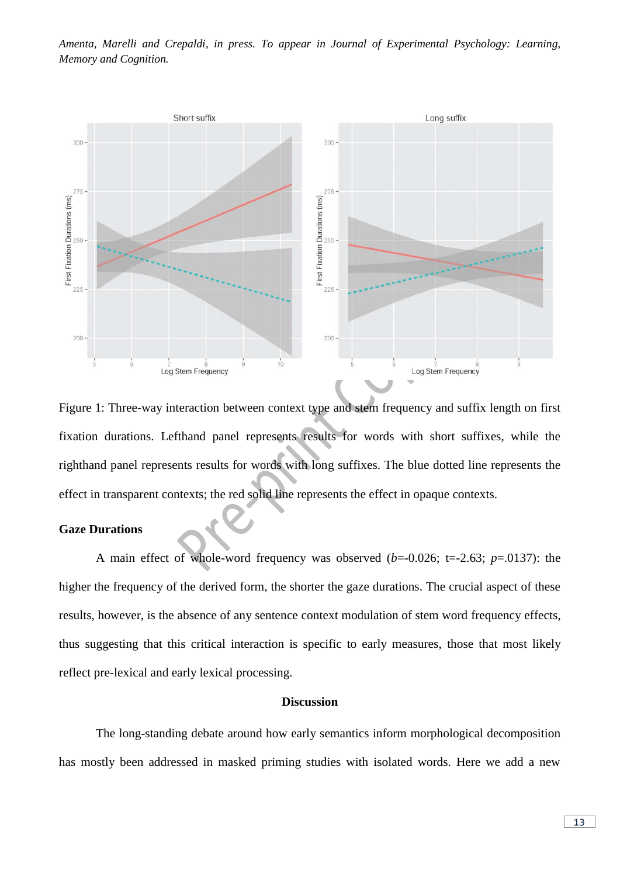Figure 1: Three-way interaction between context type and stem frequency and suffix length on first fixation durations. Lefthand panel represents results for words with short suffixes, while the righthand panel represents results for words with long suffixes. The blue dotted line represents the effect in transparent contexts; the red solid line represents the effect in opaque contexts.

### Gaze Durations

A main effect of whole-word frequency was observed (*b*=-0.026; t=-2.63; *p*=.0137): the higher the frequency of the derived form, the shorter the gaze durations. The crucial aspect of these results, however, is the absence of any sentence context modulation of stem word frequency effects, thus suggesting that this critical interaction is specific to early measures, those that most likely reflect pre-lexical and early lexical processing.

## Discussion

The long-standing debate around how early semantics inform morphological decomposition has mostly been addressed in masked priming studies with isolated words. Here we add a new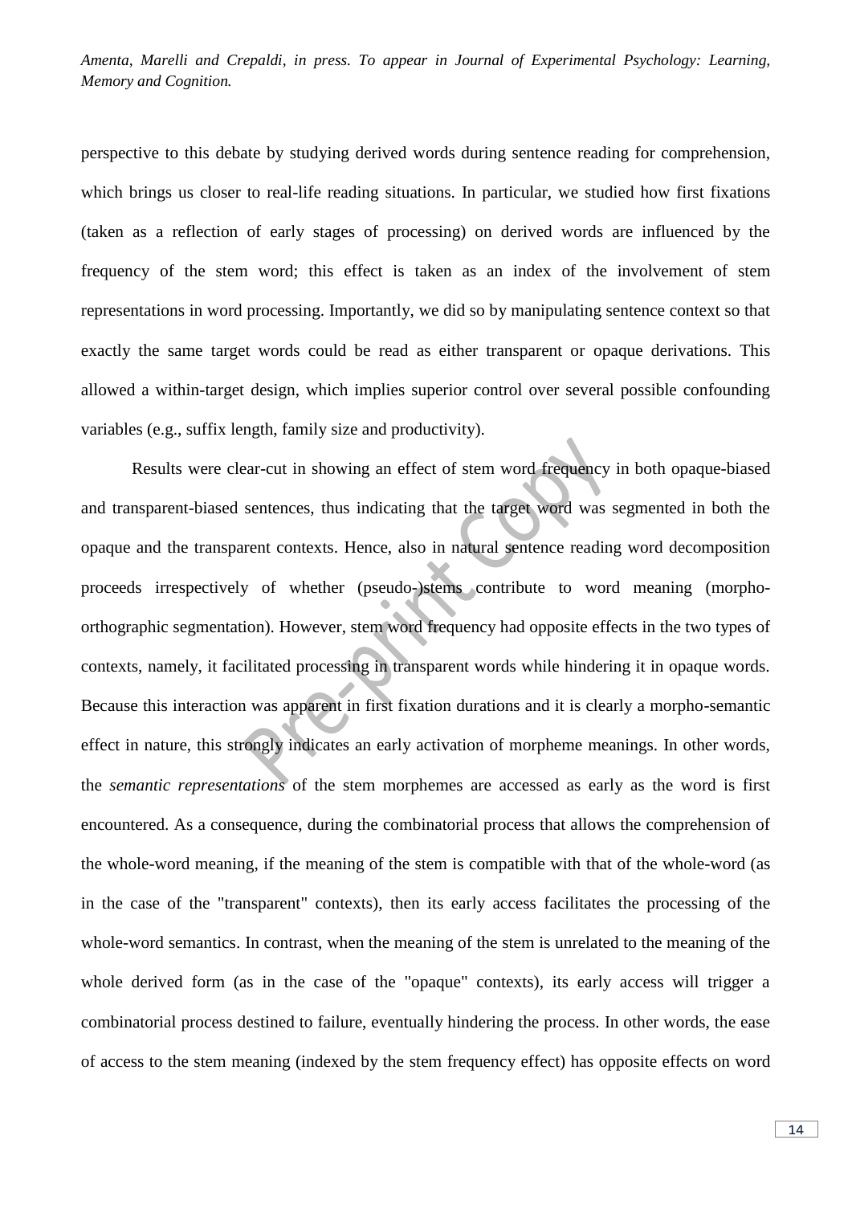perspective to this debate by studying derived words during sentence reading for comprehension, which brings us closer to real-life reading situations. In particular, we studied how first fixations (taken as a reflection of early stages of processing) on derived words are influenced by the frequency of the stem word; this effect is taken as an index of the involvement of stem representations in word processing. Importantly, we did so by manipulating sentence context so that exactly the same target words could be read as either transparent or opaque derivations. This allowed a within-target design, which implies superior control over several possible confounding variables (e.g., suffix length, family size and productivity).

Results were clear-cut in showing an effect of stem word frequency in both opaque-biased and transparent-biased sentences, thus indicating that the target word was segmented in both the opaque and the transparent contexts. Hence, also in natural sentence reading word decomposition proceeds irrespectively of whether (pseudo-)stems contribute to word meaning (morpho-orthographic segmentation). However, stem word frequency had opposite effects in the two types of contexts, namely, it facilitated processing in transparent words while hindering it in opaque words. Because this interaction was apparent in first fixation durations and it is clearly a morpho-semantic effect in nature, this strongly indicates an early activation of morpheme meanings. In other words, the *semantic representations* of the stem morphemes are accessed as early as the word is first encountered. As a consequence, during the combinatorial process that allows the comprehension of the whole-word meaning, if the meaning of the stem is compatible with that of the whole-word (as in the case of the "transparent" contexts), then its early access facilitates the processing of the whole-word semantics. In contrast, when the meaning of the stem is unrelated to the meaning of the whole derived form (as in the case of the "opaque" contexts), its early access will trigger a combinatorial process destined to failure, eventually hindering the process. In other words, the ease of access to the stem meaning (indexed by the stem frequency effect) has opposite effects on word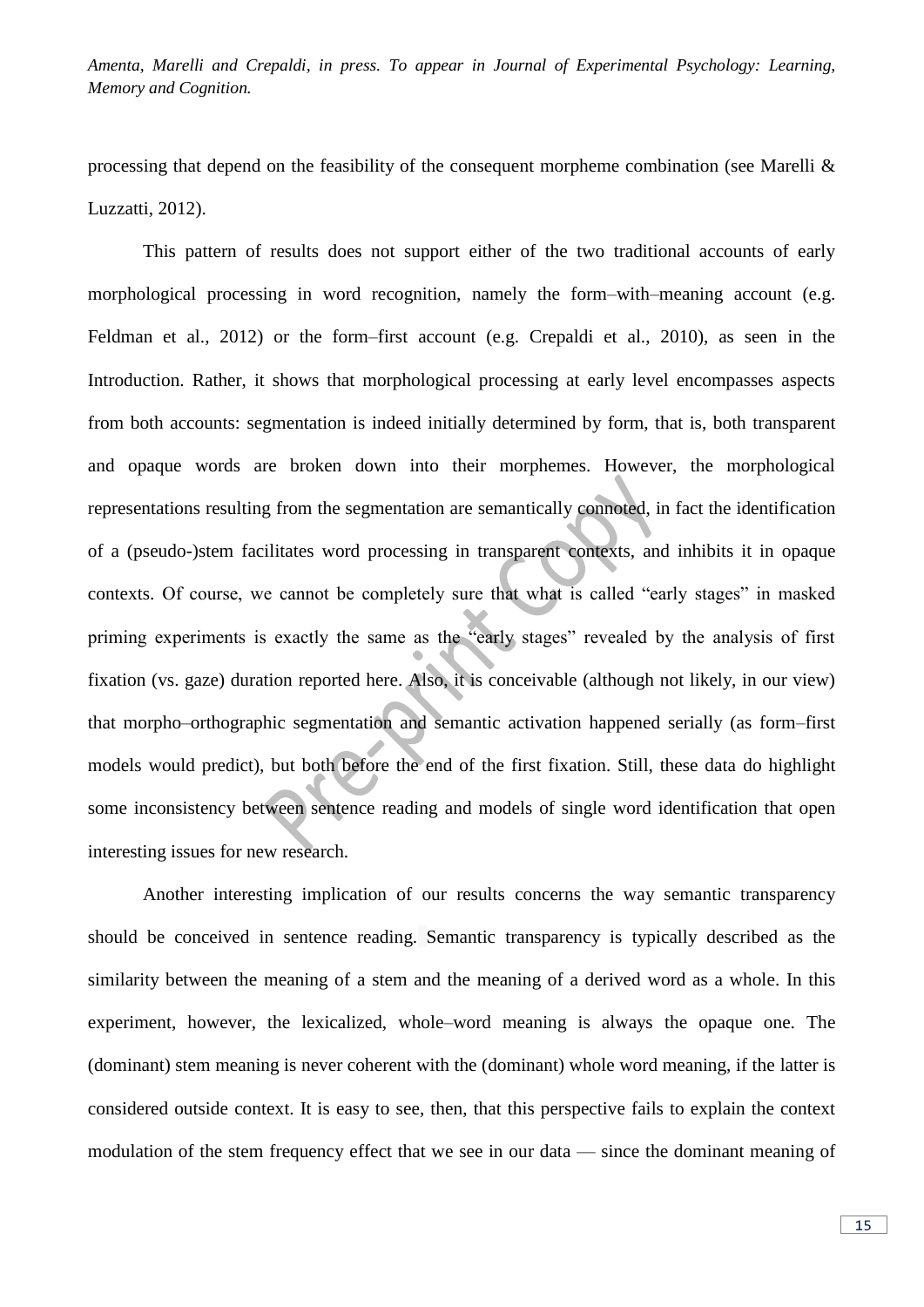processing that depend on the feasibility of the consequent morpheme combination (see Marelli & Luzzatti, 2012).

This pattern of results does not support either of the two traditional accounts of early morphological processing in word recognition, namely the form–with–meaning account (e.g. Feldman et al., 2012) or the form–first account (e.g. Crepaldi et al., 2010), as seen in the Introduction. Rather, it shows that morphological processing at early level encompasses aspects from both accounts: segmentation is indeed initially determined by form, that is, both transparent and opaque words are broken down into their morphemes. However, the morphological representations resulting from the segmentation are semantically connoted, in fact the identification of a (pseudo-)stem facilitates word processing in transparent contexts, and inhibits it in opaque contexts. Of course, we cannot be completely sure that what is called "early stages" in masked priming experiments is exactly the same as the "early stages" revealed by the analysis of first fixation (vs. gaze) duration reported here. Also, it is conceivable (although not likely, in our view) that morpho–orthographic segmentation and semantic activation happened serially (as form–first models would predict), but both before the end of the first fixation. Still, these data do highlight some inconsistency between sentence reading and models of single word identification that open interesting issues for new research.

Another interesting implication of our results concerns the way semantic transparency should be conceived in sentence reading. Semantic transparency is typically described as the similarity between the meaning of a stem and the meaning of a derived word as a whole. In this experiment, however, the lexicalized, whole–word meaning is always the opaque one. The (dominant) stem meaning is never coherent with the (dominant) whole word meaning, if the latter is considered outside context. It is easy to see, then, that this perspective fails to explain the context modulation of the stem frequency effect that we see in our data — since the dominant meaning of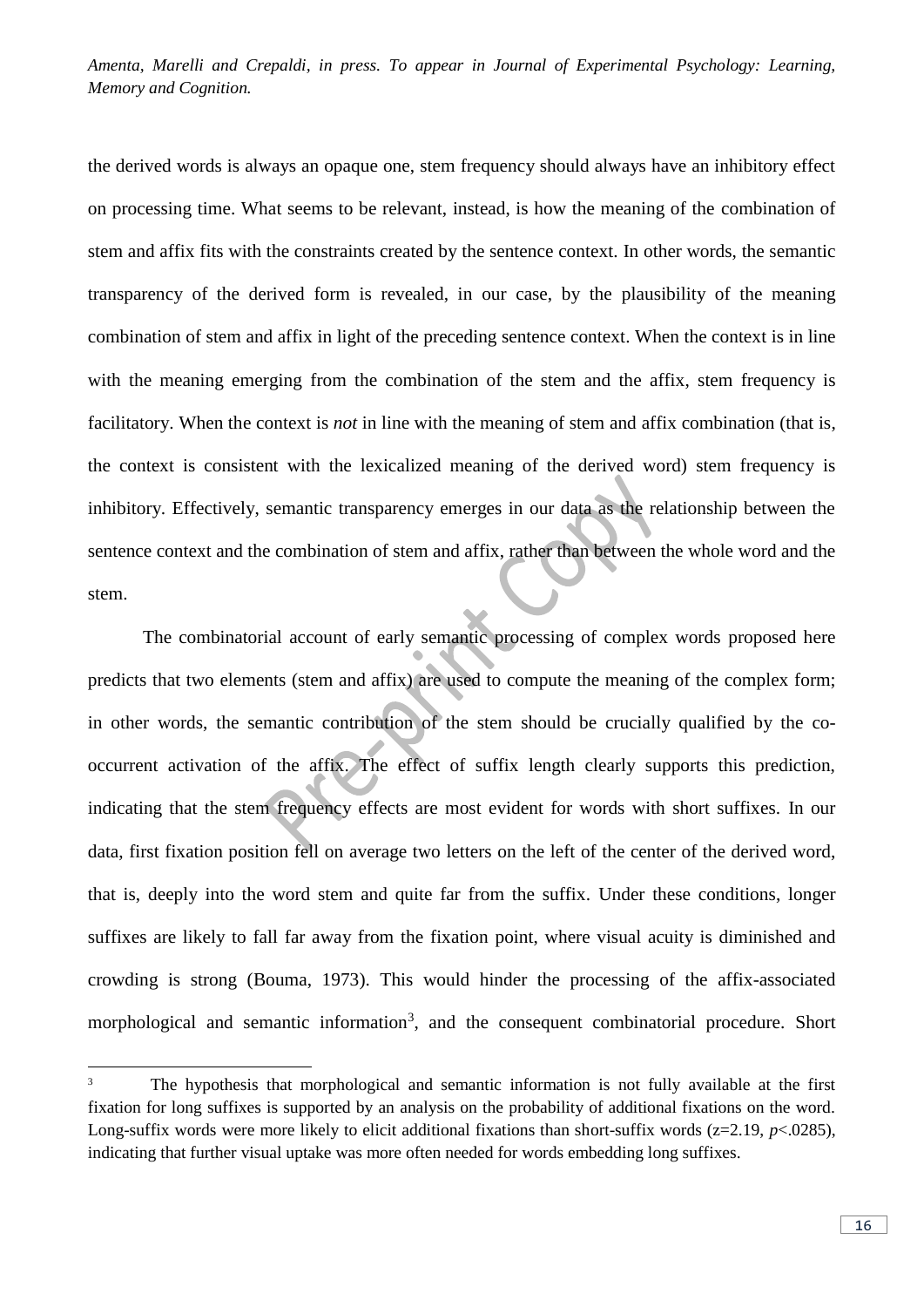the derived words is always an opaque one, stem frequency should always have an inhibitory effect on processing time. What seems to be relevant, instead, is how the meaning of the combination of stem and affix fits with the constraints created by the sentence context. In other words, the semantic transparency of the derived form is revealed, in our case, by the plausibility of the meaning combination of stem and affix in light of the preceding sentence context. When the context is in line with the meaning emerging from the combination of the stem and the affix, stem frequency is facilitatory. When the context is *not* in line with the meaning of stem and affix combination (that is, the context is consistent with the lexicalized meaning of the derived word) stem frequency is inhibitory. Effectively, semantic transparency emerges in our data as the relationship between the sentence context and the combination of stem and affix, rather than between the whole word and the stem.

The combinatorial account of early semantic processing of complex words proposed here predicts that two elements (stem and affix) are used to compute the meaning of the complex form; in other words, the semantic contribution of the stem should be crucially qualified by the co-occurrent activation of the affix. The effect of suffix length clearly supports this prediction, indicating that the stem frequency effects are most evident for words with short suffixes. In our data, first fixation position fell on average two letters on the left of the center of the derived word, that is, deeply into the word stem and quite far from the suffix. Under these conditions, longer suffixes are likely to fall far away from the fixation point, where visual acuity is diminished and crowding is strong (Bouma, 1973). This would hinder the processing of the affix-associated morphological and semantic information[3], and the consequent combinatorial procedure. Short

[3] The hypothesis that morphological and semantic information is not fully available at the first fixation for long suffixes is supported by an analysis on the probability of additional fixations on the word. Long-suffix words were more likely to elicit additional fixations than short-suffix words ($z=2.19$, $p<.0285$), indicating that further visual uptake was more often needed for words embedding long suffixes.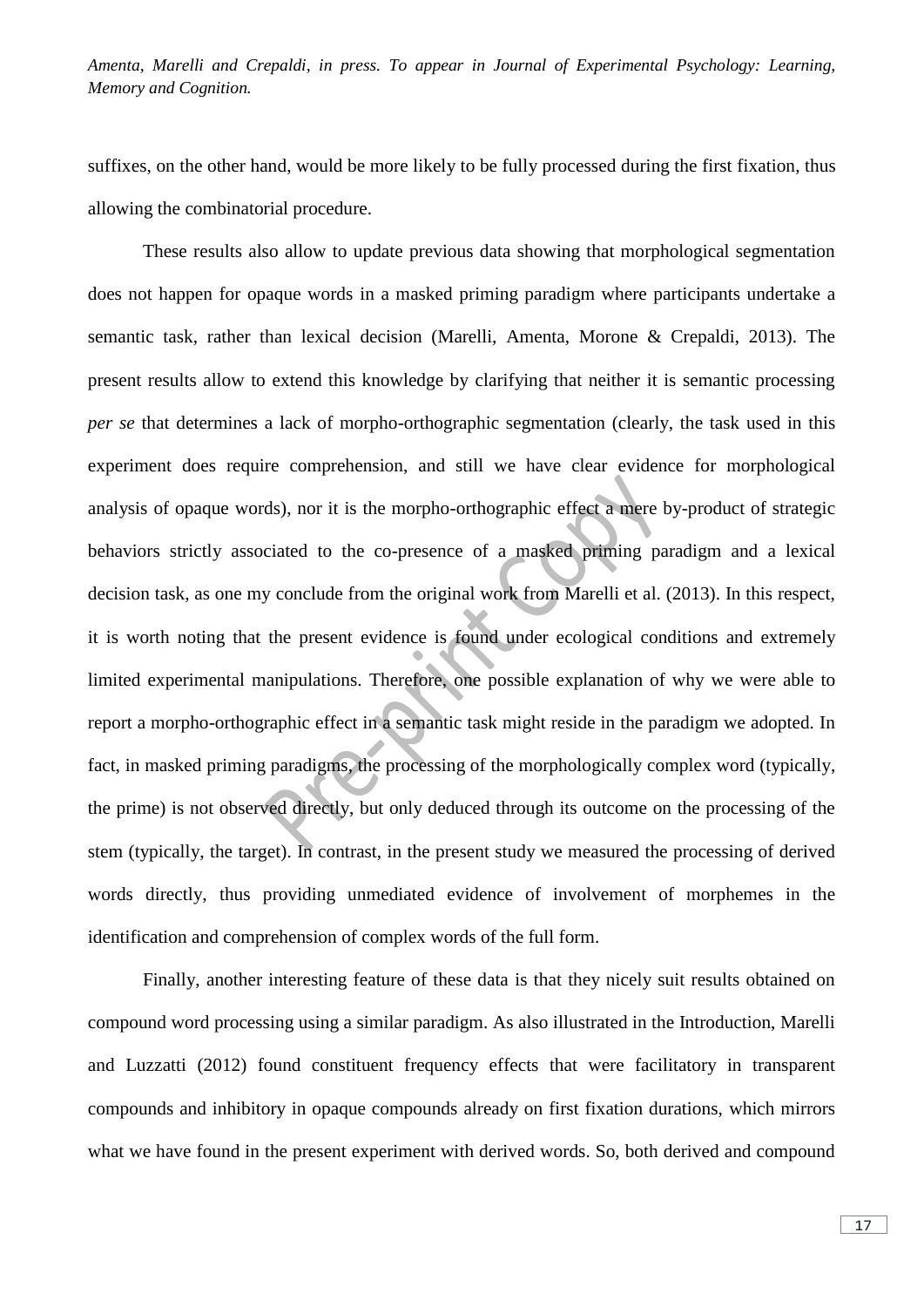suffixes, on the other hand, would be more likely to be fully processed during the first fixation, thus allowing the combinatorial procedure.

These results also allow to update previous data showing that morphological segmentation does not happen for opaque words in a masked priming paradigm where participants undertake a semantic task, rather than lexical decision (Marelli, Amenta, Morone & Crepaldi, 2013). The present results allow to extend this knowledge by clarifying that neither it is semantic processing *per se* that determines a lack of morpho-orthographic segmentation (clearly, the task used in this experiment does require comprehension, and still we have clear evidence for morphological analysis of opaque words), nor it is the morpho-orthographic effect a mere by-product of strategic behaviors strictly associated to the co-presence of a masked priming paradigm and a lexical decision task, as one my conclude from the original work from Marelli et al. (2013). In this respect, it is worth noting that the present evidence is found under ecological conditions and extremely limited experimental manipulations. Therefore, one possible explanation of why we were able to report a morpho-orthographic effect in a semantic task might reside in the paradigm we adopted. In fact, in masked priming paradigms, the processing of the morphologically complex word (typically, the prime) is not observed directly, but only deduced through its outcome on the processing of the stem (typically, the target). In contrast, in the present study we measured the processing of derived words directly, thus providing unmediated evidence of involvement of morphemes in the identification and comprehension of complex words of the full form.

Finally, another interesting feature of these data is that they nicely suit results obtained on compound word processing using a similar paradigm. As also illustrated in the Introduction, Marelli and Luzzatti (2012) found constituent frequency effects that were facilitatory in transparent compounds and inhibitory in opaque compounds already on first fixation durations, which mirrors what we have found in the present experiment with derived words. So, both derived and compound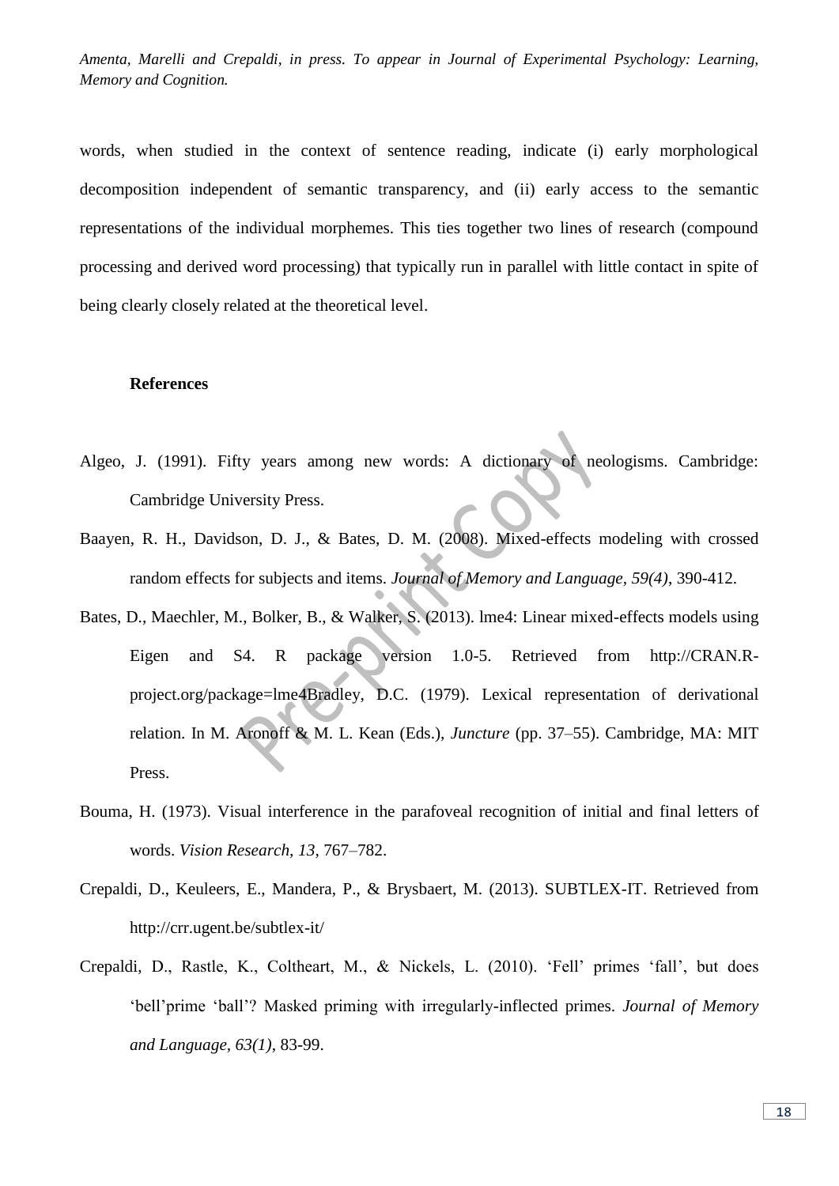words, when studied in the context of sentence reading, indicate (i) early morphological decomposition independent of semantic transparency, and (ii) early access to the semantic representations of the individual morphemes. This ties together two lines of research (compound processing and derived word processing) that typically run in parallel with little contact in spite of being clearly closely related at the theoretical level.

## References

Algeo, J. (1991). Fifty years among new words: A dictionary of neologisms. Cambridge: Cambridge University Press.

Baayen, R. H., Davidson, D. J., & Bates, D. M. (2008). Mixed-effects modeling with crossed random effects for subjects and items. *Journal of Memory and Language, 59(4)*, 390-412.

Bates, D., Maechler, M., Bolker, B., & Walker, S. (2013). lme4: Linear mixed-effects models using Eigen and S4. R package version 1.0-5. Retrieved from http://CRAN.R-project.org/package=lme4Bradley, D.C. (1979). Lexical representation of derivational relation. In M. Aronoff & M. L. Kean (Eds.), *Juncture* (pp. 37–55). Cambridge, MA: MIT Press.

Bouma, H. (1973). Visual interference in the parafoveal recognition of initial and final letters of words. *Vision Research, 13*, 767–782.

Crepaldi, D., Keuleers, E., Mandera, P., & Brysbaert, M. (2013). SUBTLEX-IT. Retrieved from http://crr.ugent.be/subtlex-it/

Crepaldi, D., Rastle, K., Coltheart, M., & Nickels, L. (2010). 'Fell' primes 'fall', but does 'bell'prime 'ball'? Masked priming with irregularly-inflected primes. *Journal of Memory and Language, 63(1)*, 83-99.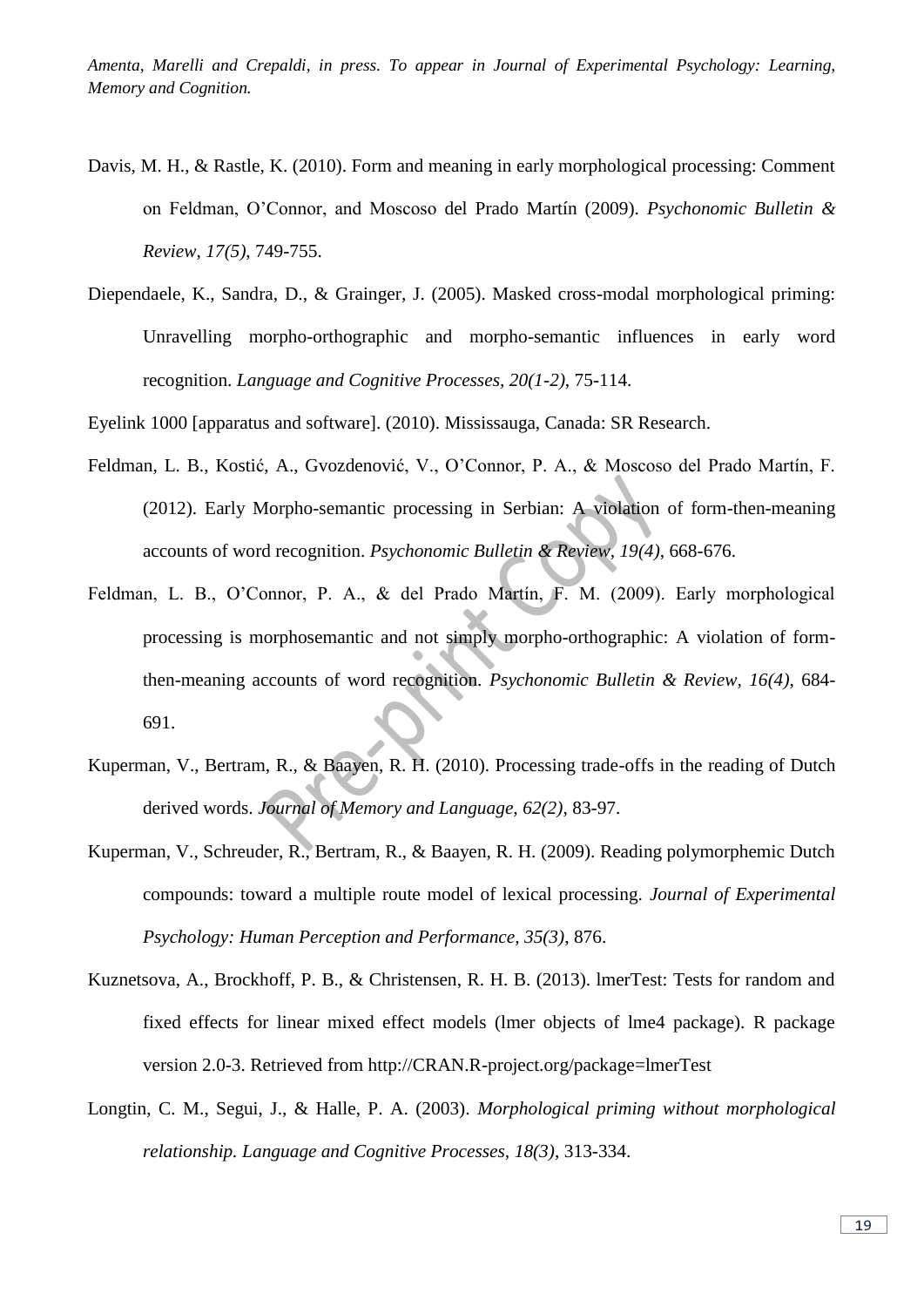Davis, M. H., & Rastle, K. (2010). Form and meaning in early morphological processing: Comment on Feldman, O'Connor, and Moscoso del Prado Martín (2009). *Psychonomic Bulletin & Review, 17(5)*, 749-755.

Diependaele, K., Sandra, D., & Grainger, J. (2005). Masked cross-modal morphological priming: Unravelling morpho-orthographic and morpho-semantic influences in early word recognition. *Language and Cognitive Processes, 20(1-2)*, 75-114.

Eyelink 1000 [apparatus and software]. (2010). Mississauga, Canada: SR Research.

Feldman, L. B., Kostić, A., Gvozdenović, V., O'Connor, P. A., & Moscoso del Prado Martín, F. (2012). Early Morpho-semantic processing in Serbian: A violation of form-then-meaning accounts of word recognition. *Psychonomic Bulletin & Review, 19(4)*, 668-676.

Feldman, L. B., O'Connor, P. A., & del Prado Martín, F. M. (2009). Early morphological processing is morphosemantic and not simply morpho-orthographic: A violation of form-then-meaning accounts of word recognition. *Psychonomic Bulletin & Review, 16(4)*, 684-691.

Kuperman, V., Bertram, R., & Baayen, R. H. (2010). Processing trade-offs in the reading of Dutch derived words. *Journal of Memory and Language, 62(2)*, 83-97.

Kuperman, V., Schreuder, R., Bertram, R., & Baayen, R. H. (2009). Reading polymorphemic Dutch compounds: toward a multiple route model of lexical processing. *Journal of Experimental Psychology: Human Perception and Performance, 35(3)*, 876.

Kuznetsova, A., Brockhoff, P. B., & Christensen, R. H. B. (2013). lmerTest: Tests for random and fixed effects for linear mixed effect models (lmer objects of lme4 package). R package version 2.0-3. Retrieved from http://CRAN.R-project.org/package=lmerTest

Longtin, C. M., Segui, J., & Halle, P. A. (2003). *Morphological priming without morphological relationship. Language and Cognitive Processes, 18(3)*, 313-334.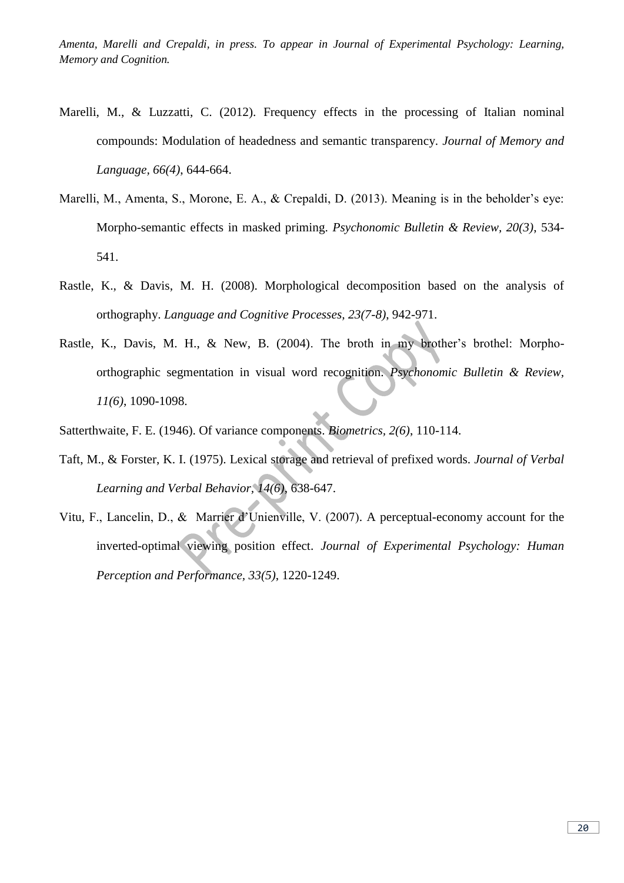Marelli, M., & Luzzatti, C. (2012). Frequency effects in the processing of Italian nominal compounds: Modulation of headedness and semantic transparency. *Journal of Memory and Language, 66(4)*, 644-664.

Marelli, M., Amenta, S., Morone, E. A., & Crepaldi, D. (2013). Meaning is in the beholder's eye: Morpho-semantic effects in masked priming. *Psychonomic Bulletin & Review, 20(3)*, 534-541.

Rastle, K., & Davis, M. H. (2008). Morphological decomposition based on the analysis of orthography. *Language and Cognitive Processes, 23(7-8)*, 942-971.

Rastle, K., Davis, M. H., & New, B. (2004). The broth in my brother's brothel: Morpho-orthographic segmentation in visual word recognition. *Psychonomic Bulletin & Review, 11(6)*, 1090-1098.

Satterthwaite, F. E. (1946). Of variance components. *Biometrics, 2(6)*, 110-114.

Taft, M., & Forster, K. I. (1975). Lexical storage and retrieval of prefixed words. *Journal of Verbal Learning and Verbal Behavior, 14(6)*, 638-647.

Vitu, F., Lancelin, D., & Marrier d'Unienville, V. (2007). A perceptual-economy account for the inverted-optimal viewing position effect. *Journal of Experimental Psychology: Human Perception and Performance, 33(5)*, 1220-1249.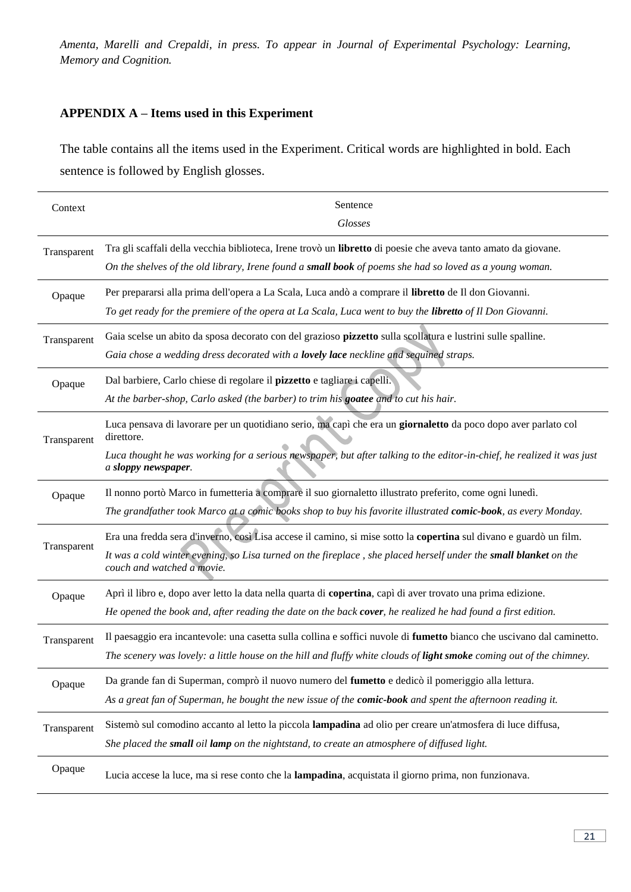*Amenta, Marelli and Crepaldi, in press. To appear in Journal of Experimental Psychology: Learning, Memory and Cognition.*

## APPENDIX A – Items used in this Experiment

The table contains all the items used in the Experiment. Critical words are highlighted in bold. Each sentence is followed by English glosses.

| Context | Sentence<br>*Glosses* |
|---|---|
| Transparent | Tra gli scaffali della vecchia biblioteca, Irene trovò un **libretto** di poesie che aveva tanto amato da giovane.<br>*On the shelves of the old library, Irene found a **small book** of poems she had so loved as a young woman.* |
| Opaque | Per prepararsi alla prima dell'opera a La Scala, Luca andò a comprare il **libretto** de Il don Giovanni.<br>*To get ready for the premiere of the opera at La Scala, Luca went to buy the **libretto** of Il Don Giovanni.* |
| Transparent | Gaia scelse un abito da sposa decorato con del grazioso **pizzetto** sulla scollatura e lustrini sulle spalline.<br>*Gaia chose a wedding dress decorated with a **lovely lace** neckline and sequined straps.* |
| Opaque | Dal barbiere, Carlo chiese di regolare il **pizzetto** e tagliare i capelli.<br>*At the barber-shop, Carlo asked (the barber) to trim his **goatee** and to cut his hair.* |
| Transparent | Luca pensava di lavorare per un quotidiano serio, ma capì che era un **giornaletto** da poco dopo aver parlato col direttore.<br>*Luca thought he was working for a serious newspaper, but after talking to the editor-in-chief, he realized it was just a **sloppy newspaper**.* |
| Opaque | Il nonno portò Marco in fumetteria a comprare il suo giornaletto illustrato preferito, come ogni lunedì.<br>*The grandfather took Marco at a comic books shop to buy his favorite illustrated **comic-book**, as every Monday.* |
| Transparent | Era una fredda sera d'inverno, così Lisa accese il camino, si mise sotto la **copertina** sul divano e guardò un film.<br>*It was a cold winter evening, so Lisa turned on the fireplace , she placed herself under the **small blanket** on the couch and watched a movie.* |
| Opaque | Aprì il libro e, dopo aver letto la data nella quarta di **copertina**, capì di aver trovato una prima edizione.<br>*He opened the book and, after reading the date on the back **cover**, he realized he had found a first edition.* |
| Transparent | Il paesaggio era incantevole: una casetta sulla collina e soffici nuvole di **fumetto** bianco che uscivano dal caminetto.<br>*The scenery was lovely: a little house on the hill and fluffy white clouds of **light smoke** coming out of the chimney.* |
| Opaque | Da grande fan di Superman, comprò il nuovo numero del **fumetto** e dedicò il pomeriggio alla lettura.<br>*As a great fan of Superman, he bought the new issue of the **comic-book** and spent the afternoon reading it.* |
| Transparent | Sistemò sul comodino accanto al letto la piccola **lampadina** ad olio per creare un'atmosfera di luce diffusa,<br>*She placed the **small** oil **lamp** on the nightstand, to create an atmosphere of diffused light.* |
| Opaque | Lucia accese la luce, ma si rese conto che la **lampadina**, acquistata il giorno prima, non funzionava. |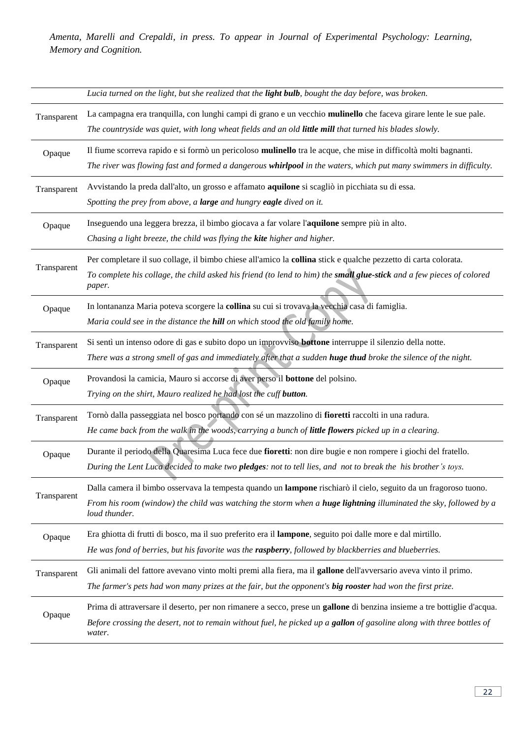| | |
|---|---|
| | *Lucia turned on the light, but she realized that the **light bulb**, bought the day before, was broken.* |
| Transparent | La campagna era tranquilla, con lunghi campi di grano e un vecchio **mulinello** che faceva girare lente le sue pale.<br>*The countryside was quiet, with long wheat fields and an old **little mill** that turned his blades slowly.* |
| Opaque | Il fiume scorreva rapido e si formò un pericoloso **mulinello** tra le acque, che mise in difficoltà molti bagnanti.<br>*The river was flowing fast and formed a dangerous **whirlpool** in the waters, which put many swimmers in difficulty.* |
| Transparent | Avvistando la preda dall'alto, un grosso e affamato **aquilone** si scagliò in picchiata su di essa.<br>*Spotting the prey from above, a **large** and hungry **eagle** dived on it.* |
| Opaque | Inseguendo una leggera brezza, il bimbo giocava a far volare l'**aquilone** sempre più in alto.<br>*Chasing a light breeze, the child was flying the **kite** higher and higher.* |
| Transparent | Per completare il suo collage, il bimbo chiese all'amico la **collina** stick e qualche pezzetto di carta colorata.<br>*To complete his collage, the child asked his friend (to lend to him) the **small glue-stick** and a few pieces of colored paper.* |
| Opaque | In lontananza Maria poteva scorgere la **collina** su cui si trovava la vecchia casa di famiglia.<br>*Maria could see in the distance the **hill** on which stood the old family home.* |
| Transparent | Si sentì un intenso odore di gas e subito dopo un improvviso **bottone** interruppe il silenzio della notte.<br>*There was a strong smell of gas and immediately after that a sudden **huge thud** broke the silence of the night.* |
| Opaque | Provandosi la camicia, Mauro si accorse di aver perso il **bottone** del polsino.<br>*Trying on the shirt, Mauro realized he had lost the cuff **button**.* |
| Transparent | Tornò dalla passeggiata nel bosco portando con sé un mazzolino di **fioretti** raccolti in una radura.<br>*He came back from the walk in the woods, carrying a bunch of **little flowers** picked up in a clearing.* |
| Opaque | Durante il periodo della Quaresima Luca fece due **fioretti**: non dire bugie e non rompere i giochi del fratello.<br>*During the Lent Luca decided to make two **pledges**: not to tell lies, and not to break the his brother's toys.* |
| Transparent | Dalla camera il bimbo osservava la tempesta quando un **lampone** rischiarò il cielo, seguito da un fragoroso tuono.<br>*From his room (window) the child was watching the storm when a **huge lightning** illuminated the sky, followed by a loud thunder.* |
| Opaque | Era ghiotta di frutti di bosco, ma il suo preferito era il **lampone**, seguito poi dalle more e dal mirtillo.<br>*He was fond of berries, but his favorite was the **raspberry**, followed by blackberries and blueberries.* |
| Transparent | Gli animali del fattore avevano vinto molti premi alla fiera, ma il **gallone** dell'avversario aveva vinto il primo.<br>*The farmer's pets had won many prizes at the fair, but the opponent's **big rooster** had won the first prize.* |
| Opaque | Prima di attraversare il deserto, per non rimanere a secco, prese un **gallone** di benzina insieme a tre bottiglie d'acqua.<br>*Before crossing the desert, not to remain without fuel, he picked up a **gallon** of gasoline along with three bottles of water.* |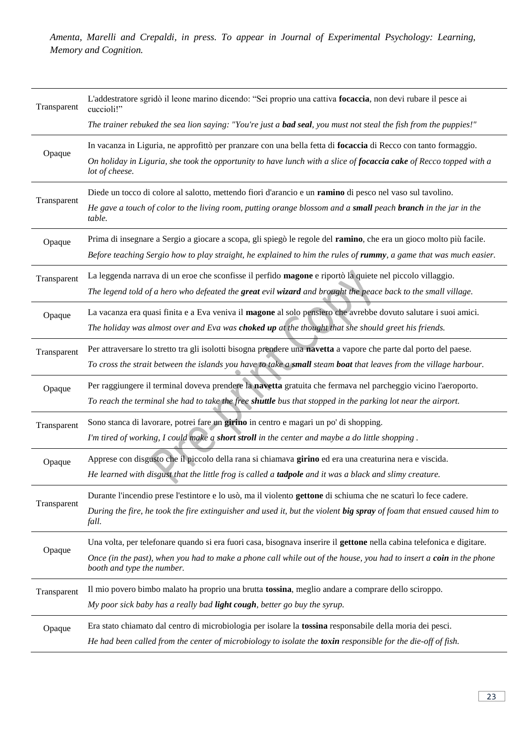| | |
|---|---|
| Transparent | L'addestratore sgridò il leone marino dicendo: "Sei proprio una cattiva **focaccia**, non devi rubare il pesce ai cuccioli!"<br>*The trainer rebuked the sea lion saying: "You're just a **bad seal**, you must not steal the fish from the puppies!"* |
| Opaque | In vacanza in Liguria, ne approfittò per pranzare con una bella fetta di **focaccia** di Recco con tanto formaggio.<br>*On holiday in Liguria, she took the opportunity to have lunch with a slice of **focaccia cake** of Recco topped with a lot of cheese.* |
| Transparent | Diede un tocco di colore al salotto, mettendo fiori d'arancio e un **ramino** di pesco nel vaso sul tavolino.<br>*He gave a touch of color to the living room, putting orange blossom and a **small** peach **branch** in the jar in the table.* |
| Opaque | Prima di insegnare a Sergio a giocare a scopa, gli spiegò le regole del **ramino**, che era un gioco molto più facile.<br>*Before teaching Sergio how to play straight, he explained to him the rules of **rummy**, a game that was much easier.* |
| Transparent | La leggenda narrava di un eroe che sconfisse il perfido **magone** e riportò la quiete nel piccolo villaggio.<br>*The legend told of a hero who defeated the **great** evil **wizard** and brought the peace back to the small village.* |
| Opaque | La vacanza era quasi finita e a Eva veniva il **magone** al solo pensiero che avrebbe dovuto salutare i suoi amici.<br>*The holiday was almost over and Eva was **choked up** at the thought that she should greet his friends.* |
| Transparent | Per attraversare lo stretto tra gli isolotti bisogna prendere una **navetta** a vapore che parte dal porto del paese.<br>*To cross the strait between the islands you have to take a **small** steam **boat** that leaves from the village harbour.* |
| Opaque | Per raggiungere il terminal doveva prendere la **navetta** gratuita che fermava nel parcheggio vicino l'aeroporto.<br>*To reach the terminal she had to take the free **shuttle** bus that stopped in the parking lot near the airport.* |
| Transparent | Sono stanca di lavorare, potrei fare un **girino** in centro e magari un po' di shopping.<br>*I'm tired of working, I could make a **short stroll** in the center and maybe a do little shopping .* |
| Opaque | Apprese con disgusto che il piccolo della rana si chiamava **girino** ed era una creaturina nera e viscida.<br>*He learned with disgust that the little frog is called a **tadpole** and it was a black and slimy creature.* |
| Transparent | Durante l'incendio prese l'estintore e lo usò, ma il violento **gettone** di schiuma che ne scaturì lo fece cadere.<br>*During the fire, he took the fire extinguisher and used it, but the violent **big spray** of foam that ensued caused him to fall.* |
| Opaque | Una volta, per telefonare quando si era fuori casa, bisognava inserire il **gettone** nella cabina telefonica e digitare.<br>*Once (in the past), when you had to make a phone call while out of the house, you had to insert a **coin** in the phone booth and type the number.* |
| Transparent | Il mio povero bimbo malato ha proprio una brutta **tossina**, meglio andare a comprare dello sciroppo.<br>*My poor sick baby has a really bad **light cough**, better go buy the syrup.* |
| Opaque | Era stato chiamato dal centro di microbiologia per isolare la **tossina** responsabile della moria dei pesci.<br>*He had been called from the center of microbiology to isolate the **toxin** responsible for the die-off of fish.* |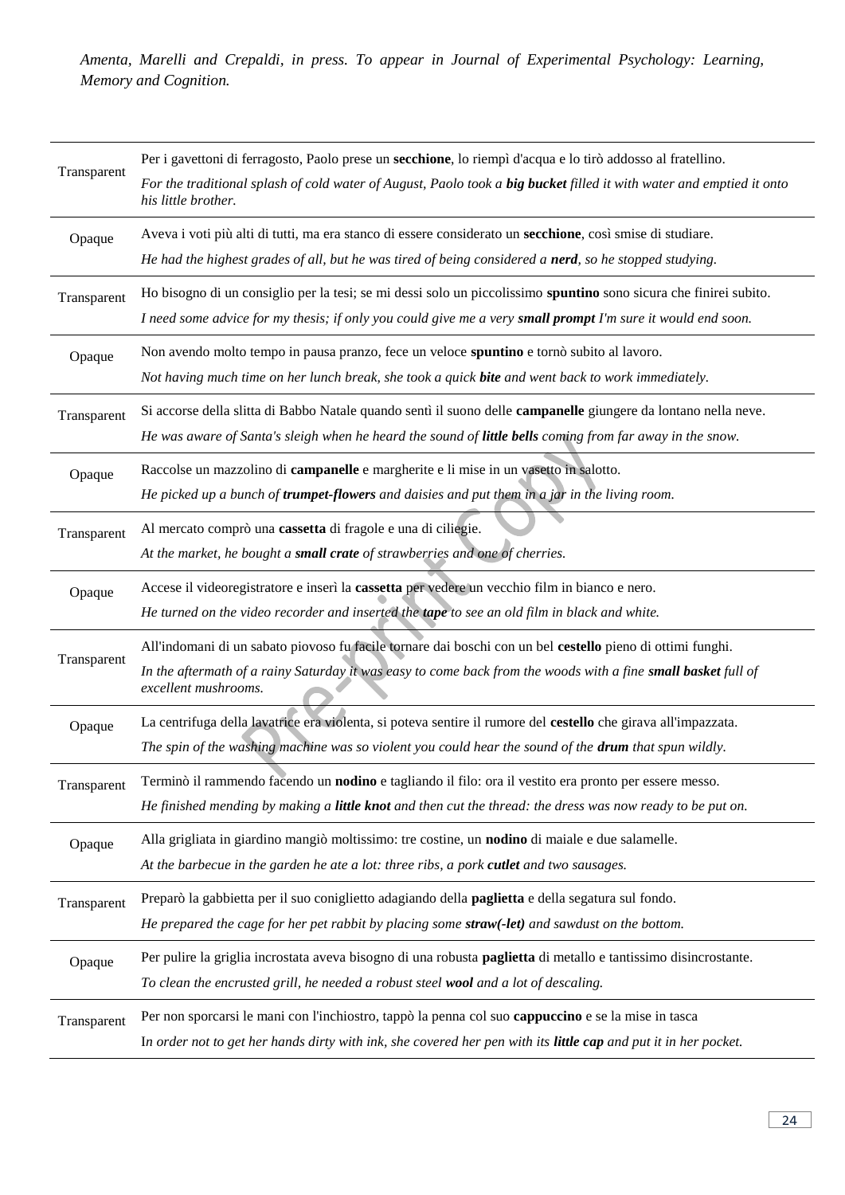*Amenta, Marelli and Crepaldi, in press. To appear in Journal of Experimental Psychology: Learning, Memory and Cognition.*

| | |
|---|---|
| Transparent | Per i gavettoni di ferragosto, Paolo prese un **secchione**, lo riempì d'acqua e lo tirò addosso al fratellino. *For the traditional splash of cold water of August, Paolo took a **big bucket** filled it with water and emptied it onto his little brother.* |
| Opaque | Aveva i voti più alti di tutti, ma era stanco di essere considerato un **secchione**, così smise di studiare. *He had the highest grades of all, but he was tired of being considered a **nerd**, so he stopped studying.* |
| Transparent | Ho bisogno di un consiglio per la tesi; se mi dessi solo un piccolissimo **spuntino** sono sicura che finirei subito. *I need some advice for my thesis; if only you could give me a very **small prompt** I'm sure it would end soon.* |
| Opaque | Non avendo molto tempo in pausa pranzo, fece un veloce **spuntino** e tornò subito al lavoro. *Not having much time on her lunch break, she took a quick **bite** and went back to work immediately.* |
| Transparent | Si accorse della slitta di Babbo Natale quando sentì il suono delle **campanelle** giungere da lontano nella neve. *He was aware of Santa's sleigh when he heard the sound of **little bells** coming from far away in the snow.* |
| Opaque | Raccolse un mazzolino di **campanelle** e margherite e li mise in un vasetto in salotto. *He picked up a bunch of **trumpet-flowers** and daisies and put them in a jar in the living room.* |
| Transparent | Al mercato comprò una **cassetta** di fragole e una di ciliegie. *At the market, he bought a **small crate** of strawberries and one of cherries.* |
| Opaque | Accese il videoregistratore e inserì la **cassetta** per vedere un vecchio film in bianco e nero. *He turned on the video recorder and inserted the **tape** to see an old film in black and white.* |
| Transparent | All'indomani di un sabato piovoso fu facile tornare dai boschi con un bel **cestello** pieno di ottimi funghi. *In the aftermath of a rainy Saturday it was easy to come back from the woods with a fine **small basket** full of excellent mushrooms.* |
| Opaque | La centrifuga della lavatrice era violenta, si poteva sentire il rumore del **cestello** che girava all'impazzata. *The spin of the washing machine was so violent you could hear the sound of the **drum** that spun wildly.* |
| Transparent | Terminò il rammendo facendo un **nodino** e tagliando il filo: ora il vestito era pronto per essere messo. *He finished mending by making a **little knot** and then cut the thread: the dress was now ready to be put on.* |
| Opaque | Alla grigliata in giardino mangiò moltissimo: tre costine, un **nodino** di maiale e due salamelle. *At the barbecue in the garden he ate a lot: three ribs, a pork **cutlet** and two sausages.* |
| Transparent | Preparò la gabbietta per il suo coniglietto adagiando della **paglietta** e della segatura sul fondo. *He prepared the cage for her pet rabbit by placing some **straw(-let)** and sawdust on the bottom.* |
| Opaque | Per pulire la griglia incrostata aveva bisogno di una robusta **paglietta** di metallo e tantissimo disincrostante. *To clean the encrusted grill, he needed a robust steel **wool** and a lot of descaling.* |
| Transparent | Per non sporcarsi le mani con l'inchiostro, tappò la penna col suo **cappuccino** e se la mise in tasca *In order not to get her hands dirty with ink, she covered her pen with its **little cap** and put it in her pocket.* |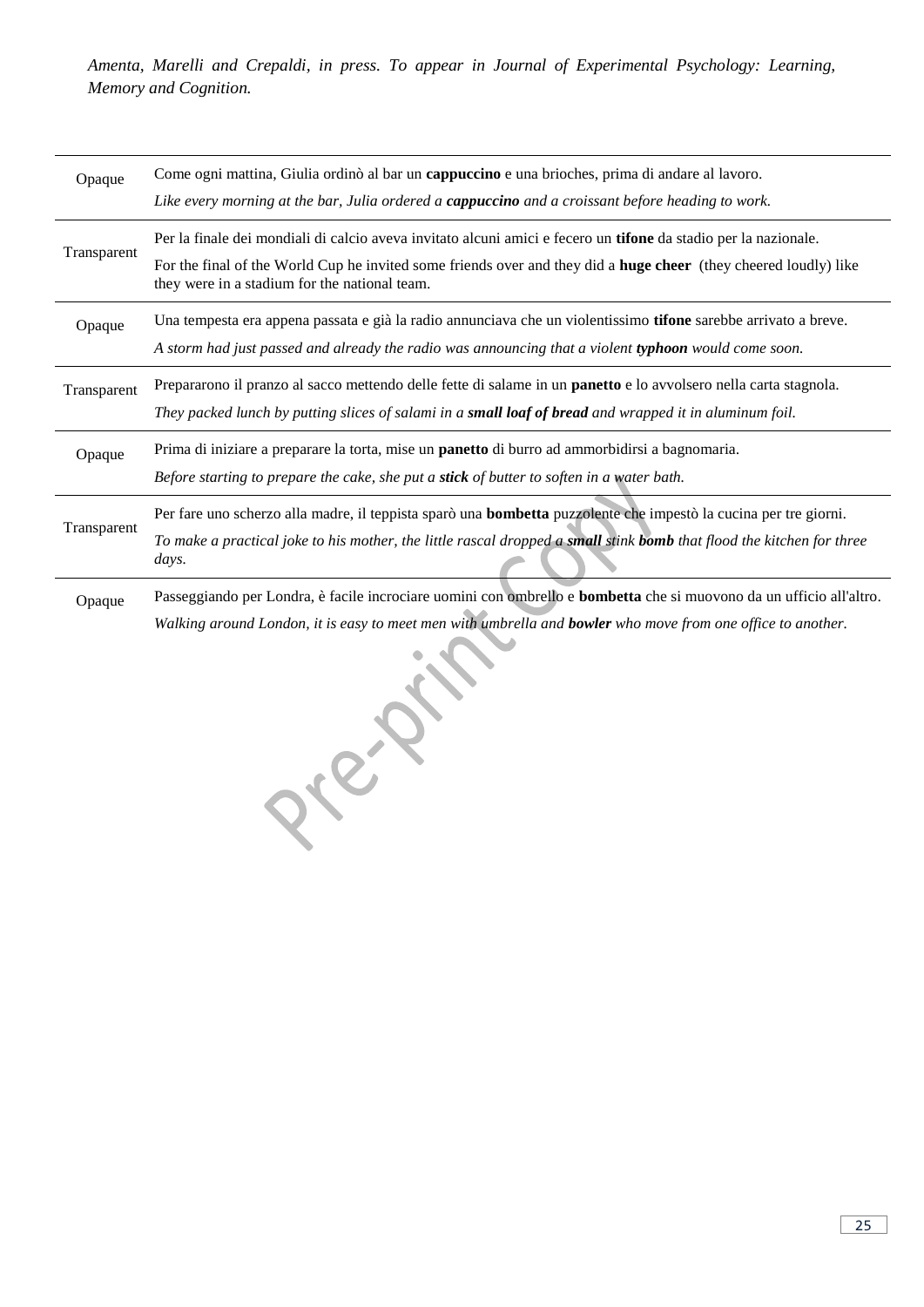*Amenta, Marelli and Crepaldi, in press. To appear in Journal of Experimental Psychology: Learning, Memory and Cognition.*

| | |
|---|---|
| Opaque | Come ogni mattina, Giulia ordinò al bar un **cappuccino** e una brioches, prima di andare al lavoro.<br>*Like every morning at the bar, Julia ordered a **cappuccino** and a croissant before heading to work.* |
| Transparent | Per la finale dei mondiali di calcio aveva invitato alcuni amici e fecero un **tifone** da stadio per la nazionale.<br>For the final of the World Cup he invited some friends over and they did a **huge cheer** (they cheered loudly) like they were in a stadium for the national team. |
| Opaque | Una tempesta era appena passata e già la radio annunciava che un violentissimo **tifone** sarebbe arrivato a breve.<br>*A storm had just passed and already the radio was announcing that a violent **typhoon** would come soon.* |
| Transparent | Prepararono il pranzo al sacco mettendo delle fette di salame in un **panetto** e lo avvolsero nella carta stagnola.<br>*They packed lunch by putting slices of salami in a **small loaf of bread** and wrapped it in aluminum foil.* |
| Opaque | Prima di iniziare a preparare la torta, mise un **panetto** di burro ad ammorbidirsi a bagnomaria.<br>*Before starting to prepare the cake, she put a **stick** of butter to soften in a water bath.* |
| Transparent | Per fare uno scherzo alla madre, il teppista sparò una **bombetta** puzzolente che impestò la cucina per tre giorni.<br>*To make a practical joke to his mother, the little rascal dropped a **small** stink **bomb** that flood the kitchen for three days.* |
| Opaque | Passeggiando per Londra, è facile incrociare uomini con ombrello e **bombetta** che si muovono da un ufficio all'altro.<br>*Walking around London, it is easy to meet men with umbrella and **bowler** who move from one office to another.* |